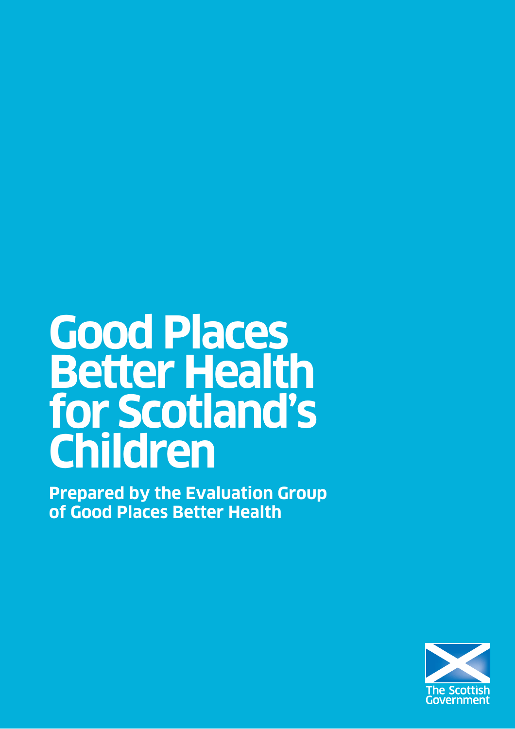# Good Places Better Health for Scotland's Children

**Prepared by the Evaluation Group of Good Places Better Health**

The Scottish Government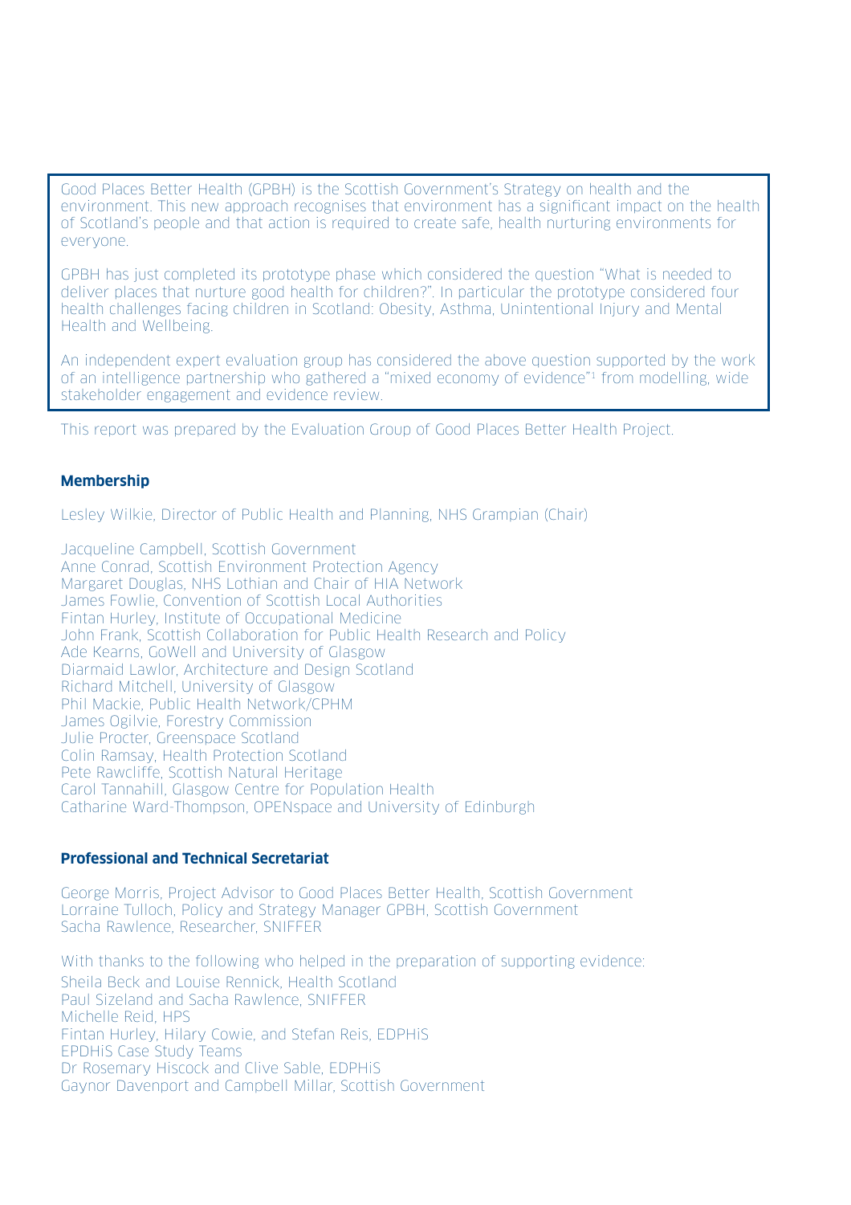Good Places Better Health (GPBH) is the Scottish Government's Strategy on health and the environment. This new approach recognises that environment has a significant impact on the health of Scotland's people and that action is required to create safe, health nurturing environments for everyone.

GPBH has just completed its prototype phase which considered the question "What is needed to deliver places that nurture good health for children?". In particular the prototype considered four health challenges facing children in Scotland: Obesity, Asthma, Unintentional Injury and Mental Health and Wellbeing.

An independent expert evaluation group has considered the above question supported by the work of an intelligence partnership who gathered a "mixed economy of evidence"[1] from modelling, wide stakeholder engagement and evidence review.

This report was prepared by the Evaluation Group of Good Places Better Health Project.

**Membership**

Lesley Wilkie, Director of Public Health and Planning, NHS Grampian (Chair)

Jacqueline Campbell, Scottish Government
Anne Conrad, Scottish Environment Protection Agency
Margaret Douglas, NHS Lothian and Chair of HIA Network
James Fowlie, Convention of Scottish Local Authorities
Fintan Hurley, Institute of Occupational Medicine
John Frank, Scottish Collaboration for Public Health Research and Policy
Ade Kearns, GoWell and University of Glasgow
Diarmaid Lawlor, Architecture and Design Scotland
Richard Mitchell, University of Glasgow
Phil Mackie, Public Health Network/CPHM
James Ogilvie, Forestry Commission
Julie Procter, Greenspace Scotland
Colin Ramsay, Health Protection Scotland
Pete Rawcliffe, Scottish Natural Heritage
Carol Tannahill, Glasgow Centre for Population Health
Catharine Ward-Thompson, OPENspace and University of Edinburgh

**Professional and Technical Secretariat**

George Morris, Project Advisor to Good Places Better Health, Scottish Government
Lorraine Tulloch, Policy and Strategy Manager GPBH, Scottish Government
Sacha Rawlence, Researcher, SNIFFER

With thanks to the following who helped in the preparation of supporting evidence:
Sheila Beck and Louise Rennick, Health Scotland
Paul Sizeland and Sacha Rawlence, SNIFFER
Michelle Reid, HPS
Fintan Hurley, Hilary Cowie, and Stefan Reis, EDPHiS
EPDHiS Case Study Teams
Dr Rosemary Hiscock and Clive Sable, EDPHiS
Gaynor Davenport and Campbell Millar, Scottish Government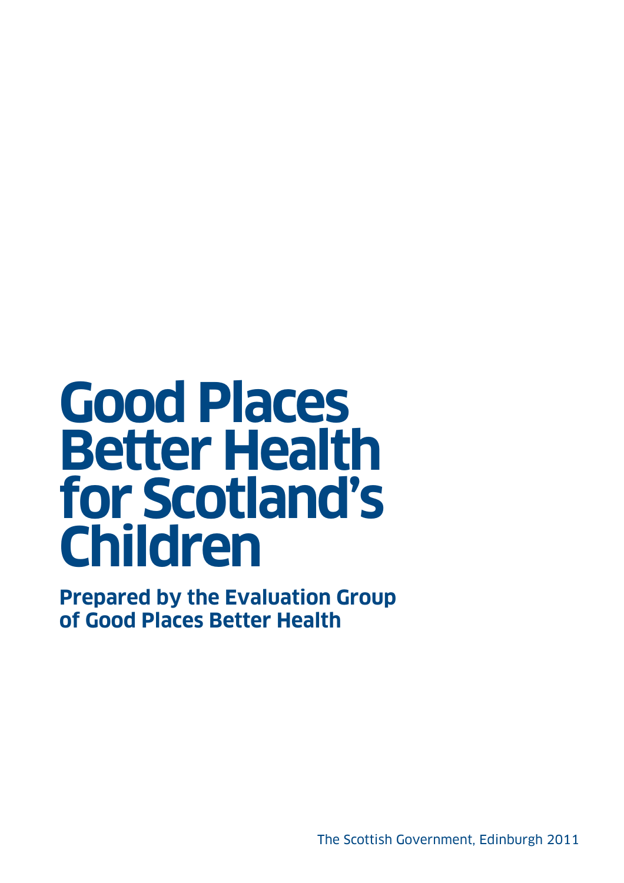# Good Places Better Health for Scotland's Children

**Prepared by the Evaluation Group of Good Places Better Health**

The Scottish Government, Edinburgh 2011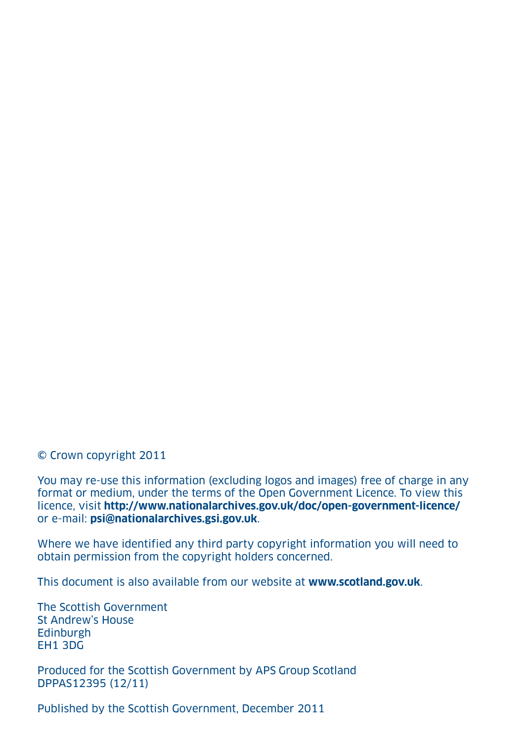© Crown copyright 2011

You may re-use this information (excluding logos and images) free of charge in any format or medium, under the terms of the Open Government Licence. To view this licence, visit **http://www.nationalarchives.gov.uk/doc/open-government-licence/** or e-mail: **psi@nationalarchives.gsi.gov.uk**.

Where we have identified any third party copyright information you will need to obtain permission from the copyright holders concerned.

This document is also available from our website at **www.scotland.gov.uk**.

The Scottish Government
St Andrew's House
Edinburgh
EH1 3DG

Produced for the Scottish Government by APS Group Scotland
DPPAS12395 (12/11)

Published by the Scottish Government, December 2011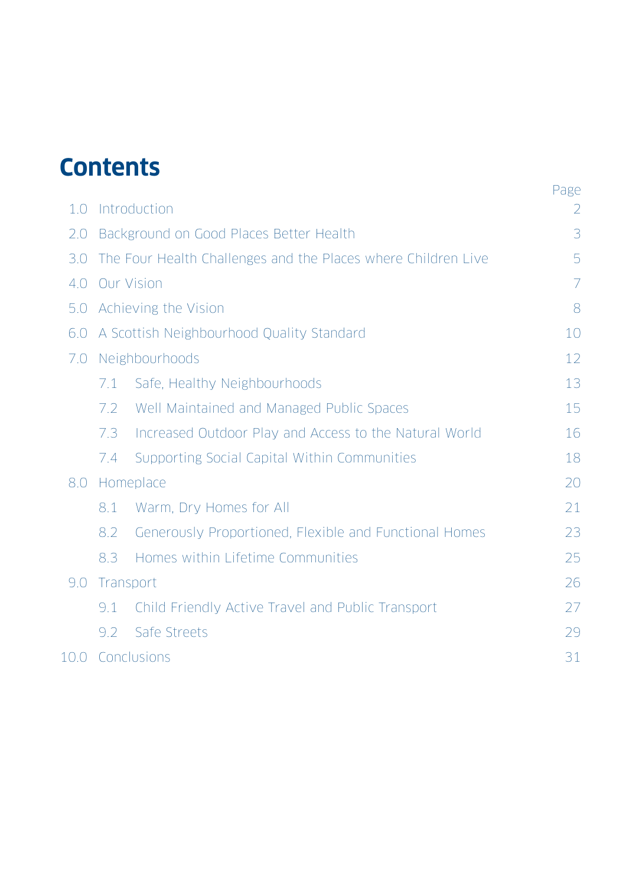# Contents

| | | Page |
|---|---|---|
| 1.0 | Introduction | 2 |
| 2.0 | Background on Good Places Better Health | 3 |
| 3.0 | The Four Health Challenges and the Places where Children Live | 5 |
| 4.0 | Our Vision | 7 |
| 5.0 | Achieving the Vision | 8 |
| 6.0 | A Scottish Neighbourhood Quality Standard | 10 |
| 7.0 | Neighbourhoods | 12 |
| 7.1 | Safe, Healthy Neighbourhoods | 13 |
| 7.2 | Well Maintained and Managed Public Spaces | 15 |
| 7.3 | Increased Outdoor Play and Access to the Natural World | 16 |
| 7.4 | Supporting Social Capital Within Communities | 18 |
| 8.0 | Homeplace | 20 |
| 8.1 | Warm, Dry Homes for All | 21 |
| 8.2 | Generously Proportioned, Flexible and Functional Homes | 23 |
| 8.3 | Homes within Lifetime Communities | 25 |
| 9.0 | Transport | 26 |
| 9.1 | Child Friendly Active Travel and Public Transport | 27 |
| 9.2 | Safe Streets | 29 |
| 10.0 | Conclusions | 31 |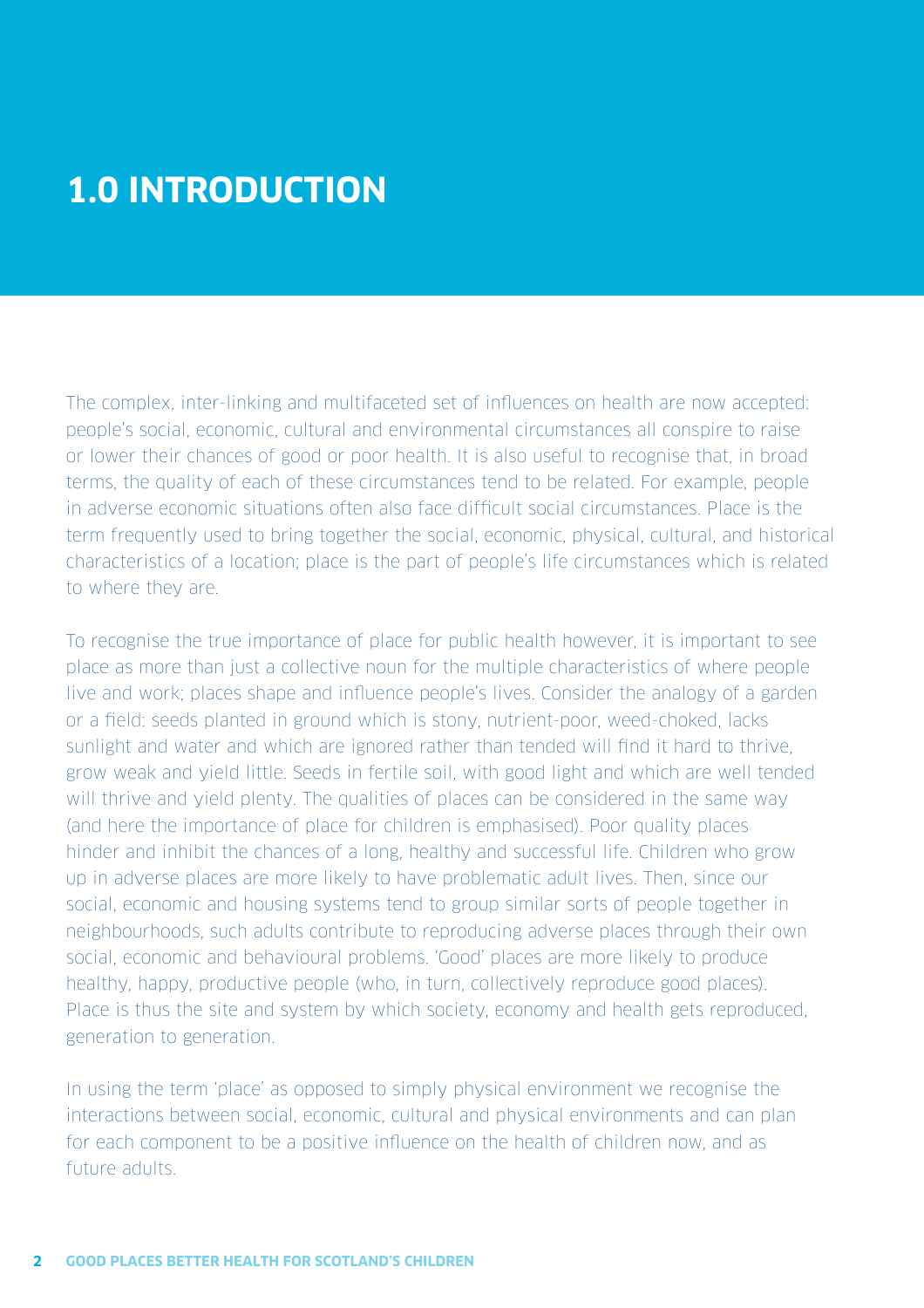# 1.0 INTRODUCTION

The complex, inter-linking and multifaceted set of influences on health are now accepted: people's social, economic, cultural and environmental circumstances all conspire to raise or lower their chances of good or poor health. It is also useful to recognise that, in broad terms, the quality of each of these circumstances tend to be related. For example, people in adverse economic situations often also face difficult social circumstances. Place is the term frequently used to bring together the social, economic, physical, cultural, and historical characteristics of a location; place is the part of people's life circumstances which is related to where they are.

To recognise the true importance of place for public health however, it is important to see place as more than just a collective noun for the multiple characteristics of where people live and work; places shape and influence people's lives. Consider the analogy of a garden or a field: seeds planted in ground which is stony, nutrient-poor, weed-choked, lacks sunlight and water and which are ignored rather than tended will find it hard to thrive, grow weak and yield little. Seeds in fertile soil, with good light and which are well tended will thrive and yield plenty. The qualities of places can be considered in the same way (and here the importance of place for children is emphasised). Poor quality places hinder and inhibit the chances of a long, healthy and successful life. Children who grow up in adverse places are more likely to have problematic adult lives. Then, since our social, economic and housing systems tend to group similar sorts of people together in neighbourhoods, such adults contribute to reproducing adverse places through their own social, economic and behavioural problems. 'Good' places are more likely to produce healthy, happy, productive people (who, in turn, collectively reproduce good places). Place is thus the site and system by which society, economy and health gets reproduced, generation to generation.

In using the term 'place' as opposed to simply physical environment we recognise the interactions between social, economic, cultural and physical environments and can plan for each component to be a positive influence on the health of children now, and as future adults.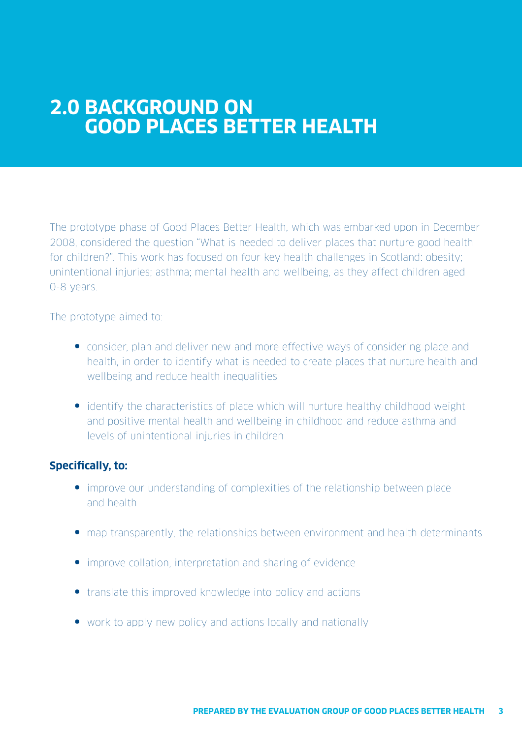# 2.0 BACKGROUND ON GOOD PLACES BETTER HEALTH

The prototype phase of Good Places Better Health, which was embarked upon in December 2008, considered the question "What is needed to deliver places that nurture good health for children?". This work has focused on four key health challenges in Scotland: obesity; unintentional injuries; asthma; mental health and wellbeing, as they affect children aged 0-8 years.

The prototype aimed to:

- consider, plan and deliver new and more effective ways of considering place and health, in order to identify what is needed to create places that nurture health and wellbeing and reduce health inequalities
- identify the characteristics of place which will nurture healthy childhood weight and positive mental health and wellbeing in childhood and reduce asthma and levels of unintentional injuries in children

**Specifically, to:**

- improve our understanding of complexities of the relationship between place and health
- map transparently, the relationships between environment and health determinants
- improve collation, interpretation and sharing of evidence
- translate this improved knowledge into policy and actions
- work to apply new policy and actions locally and nationally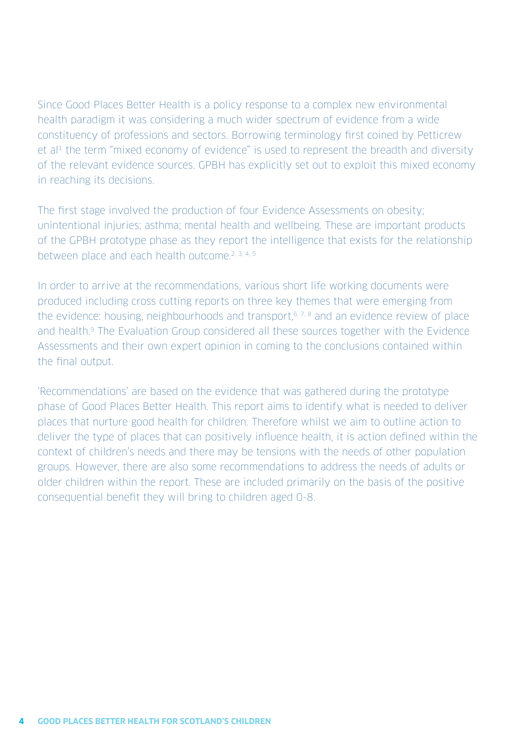Since Good Places Better Health is a policy response to a complex new environmental health paradigm it was considering a much wider spectrum of evidence from a wide constituency of professions and sectors. Borrowing terminology first coined by Petticrew et al[1] the term "mixed economy of evidence" is used to represent the breadth and diversity of the relevant evidence sources. GPBH has explicitly set out to exploit this mixed economy in reaching its decisions.

The first stage involved the production of four Evidence Assessments on obesity; unintentional injuries; asthma; mental health and wellbeing. These are important products of the GPBH prototype phase as they report the intelligence that exists for the relationship between place and each health outcome.[2, 3, 4, 5]

In order to arrive at the recommendations, various short life working documents were produced including cross cutting reports on three key themes that were emerging from the evidence: housing, neighbourhoods and transport,[6, 7, 8] and an evidence review of place and health.[9] The Evaluation Group considered all these sources together with the Evidence Assessments and their own expert opinion in coming to the conclusions contained within the final output.

'Recommendations' are based on the evidence that was gathered during the prototype phase of Good Places Better Health. This report aims to identify what is needed to deliver places that nurture good health for children. Therefore whilst we aim to outline action to deliver the type of places that can positively influence health, it is action defined within the context of children's needs and there may be tensions with the needs of other population groups. However, there are also some recommendations to address the needs of adults or older children within the report. These are included primarily on the basis of the positive consequential benefit they will bring to children aged 0-8.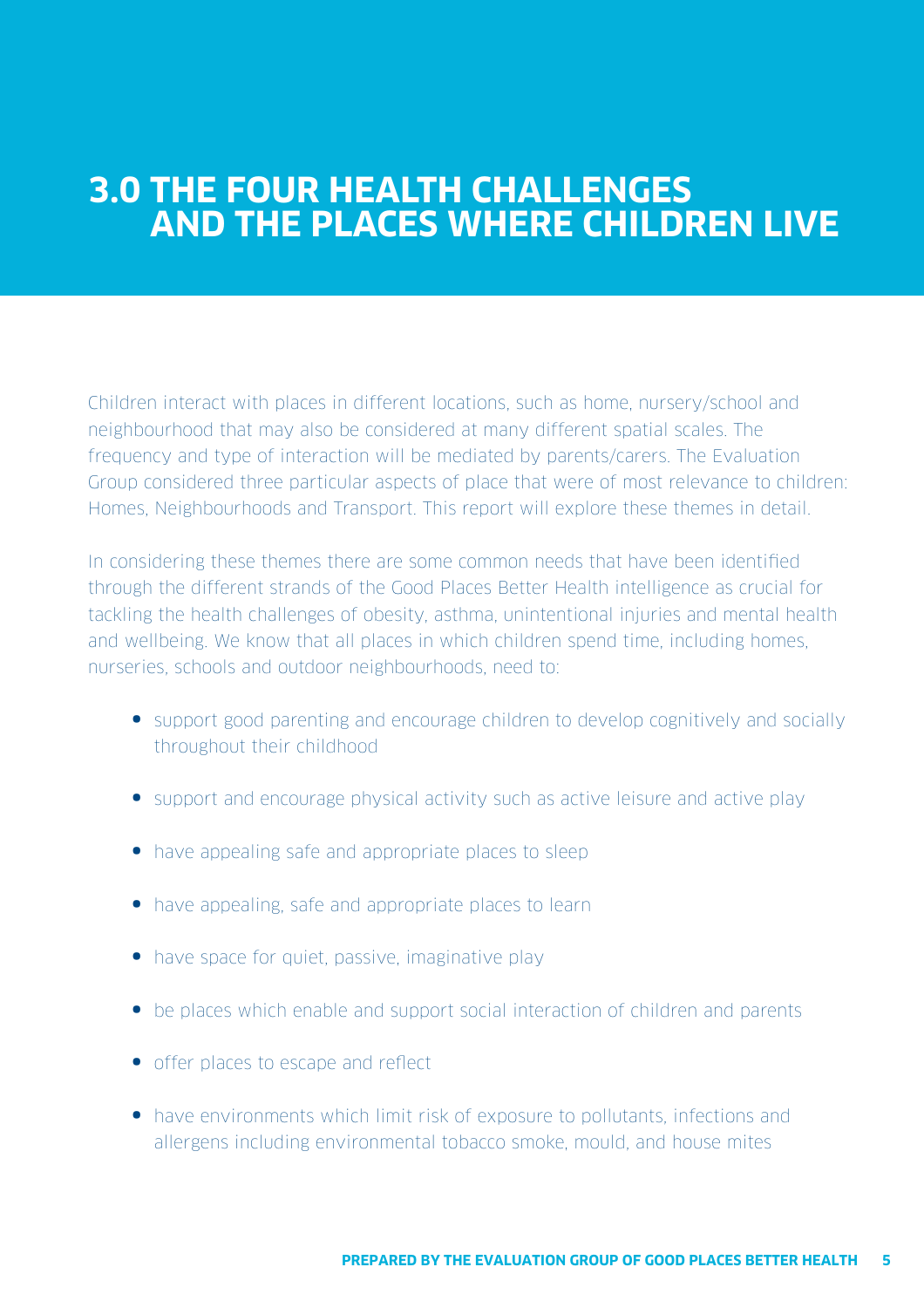# 3.0 THE FOUR HEALTH CHALLENGES AND THE PLACES WHERE CHILDREN LIVE

Children interact with places in different locations, such as home, nursery/school and neighbourhood that may also be considered at many different spatial scales. The frequency and type of interaction will be mediated by parents/carers. The Evaluation Group considered three particular aspects of place that were of most relevance to children: Homes, Neighbourhoods and Transport. This report will explore these themes in detail.

In considering these themes there are some common needs that have been identified through the different strands of the Good Places Better Health intelligence as crucial for tackling the health challenges of obesity, asthma, unintentional injuries and mental health and wellbeing. We know that all places in which children spend time, including homes, nurseries, schools and outdoor neighbourhoods, need to:

- support good parenting and encourage children to develop cognitively and socially throughout their childhood
- support and encourage physical activity such as active leisure and active play
- have appealing safe and appropriate places to sleep
- have appealing, safe and appropriate places to learn
- have space for quiet, passive, imaginative play
- be places which enable and support social interaction of children and parents
- offer places to escape and reflect
- have environments which limit risk of exposure to pollutants, infections and allergens including environmental tobacco smoke, mould, and house mites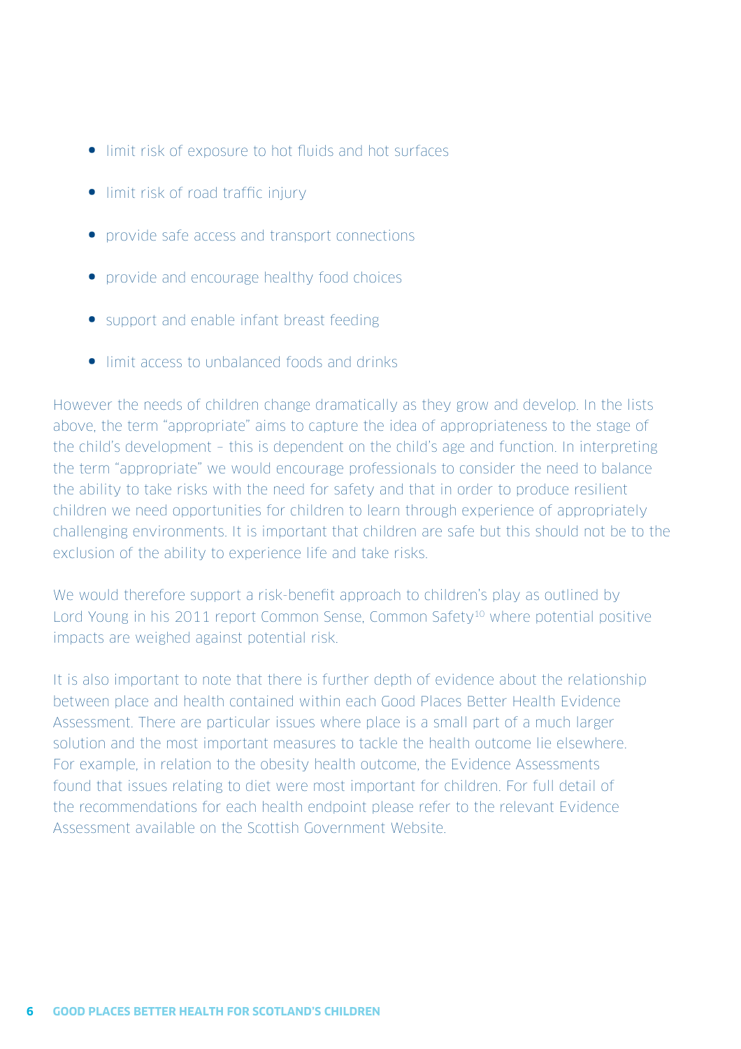- limit risk of exposure to hot fluids and hot surfaces
- limit risk of road traffic injury
- provide safe access and transport connections
- provide and encourage healthy food choices
- support and enable infant breast feeding
- limit access to unbalanced foods and drinks

However the needs of children change dramatically as they grow and develop. In the lists above, the term "appropriate" aims to capture the idea of appropriateness to the stage of the child's development – this is dependent on the child's age and function. In interpreting the term "appropriate" we would encourage professionals to consider the need to balance the ability to take risks with the need for safety and that in order to produce resilient children we need opportunities for children to learn through experience of appropriately challenging environments. It is important that children are safe but this should not be to the exclusion of the ability to experience life and take risks.

We would therefore support a risk-benefit approach to children's play as outlined by Lord Young in his 2011 report Common Sense, Common Safety[10] where potential positive impacts are weighed against potential risk.

It is also important to note that there is further depth of evidence about the relationship between place and health contained within each Good Places Better Health Evidence Assessment. There are particular issues where place is a small part of a much larger solution and the most important measures to tackle the health outcome lie elsewhere. For example, in relation to the obesity health outcome, the Evidence Assessments found that issues relating to diet were most important for children. For full detail of the recommendations for each health endpoint please refer to the relevant Evidence Assessment available on the Scottish Government Website.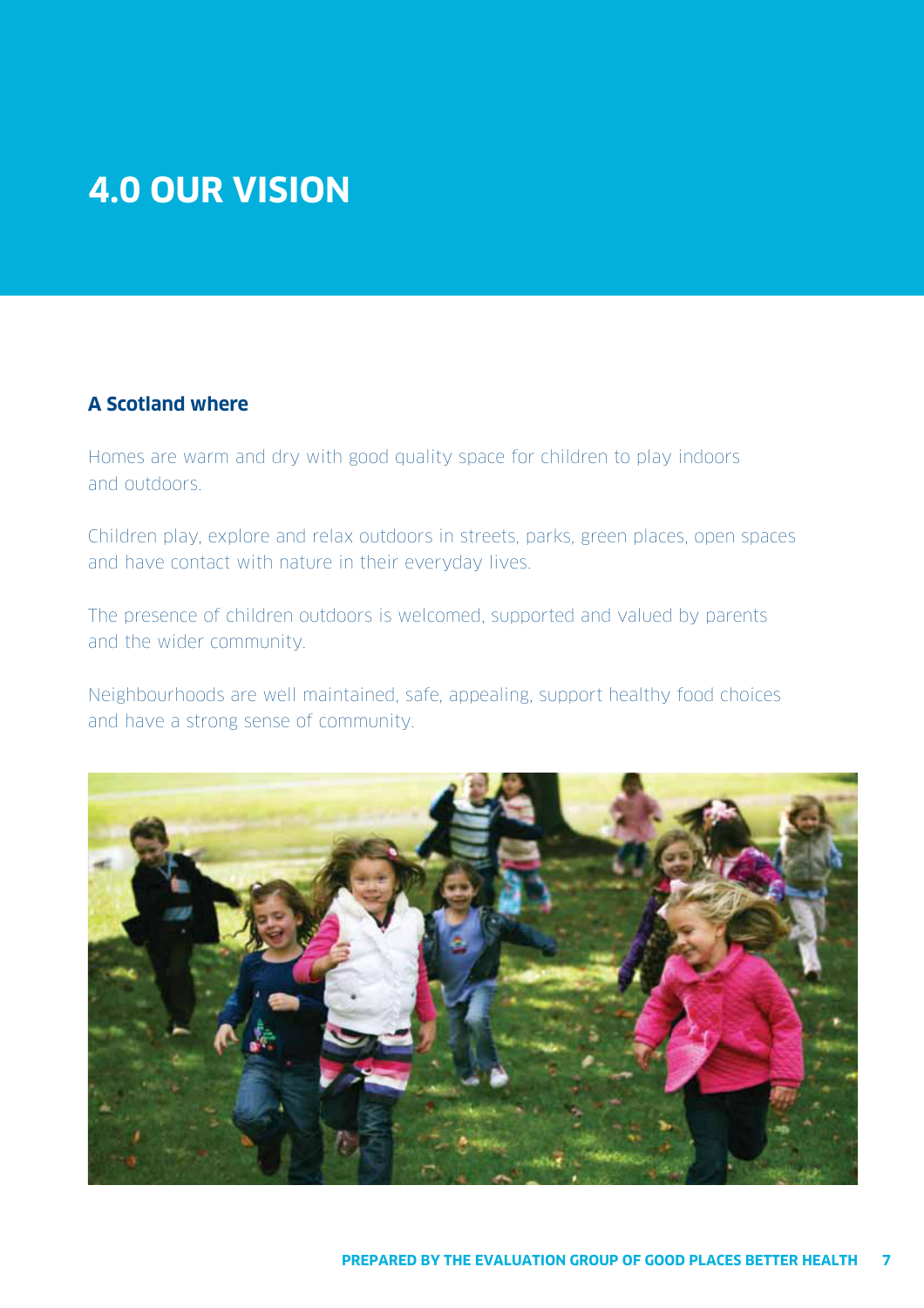# 4.0 OUR VISION

**A Scotland where**

Homes are warm and dry with good quality space for children to play indoors and outdoors.

Children play, explore and relax outdoors in streets, parks, green places, open spaces and have contact with nature in their everyday lives.

The presence of children outdoors is welcomed, supported and valued by parents and the wider community.

Neighbourhoods are well maintained, safe, appealing, support healthy food choices and have a strong sense of community.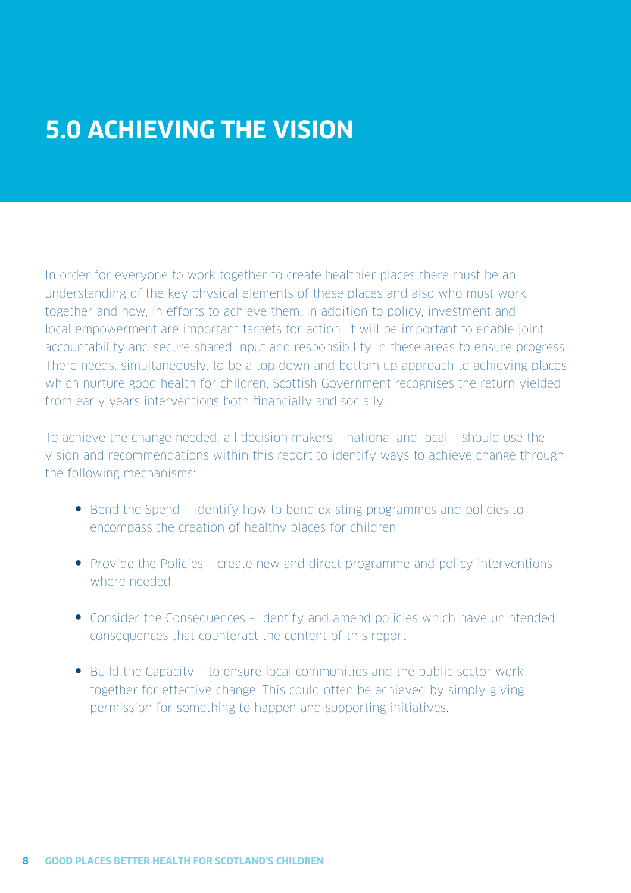# 5.0 ACHIEVING THE VISION

In order for everyone to work together to create healthier places there must be an understanding of the key physical elements of these places and also who must work together and how, in efforts to achieve them. In addition to policy, investment and local empowerment are important targets for action. It will be important to enable joint accountability and secure shared input and responsibility in these areas to ensure progress. There needs, simultaneously, to be a top down and bottom up approach to achieving places which nurture good health for children. Scottish Government recognises the return yielded from early years interventions both financially and socially.

To achieve the change needed, all decision makers – national and local – should use the vision and recommendations within this report to identify ways to achieve change through the following mechanisms:

- Bend the Spend – identify how to bend existing programmes and policies to encompass the creation of healthy places for children
- Provide the Policies – create new and direct programme and policy interventions where needed
- Consider the Consequences – identify and amend policies which have unintended consequences that counteract the content of this report
- Build the Capacity – to ensure local communities and the public sector work together for effective change. This could often be achieved by simply giving permission for something to happen and supporting initiatives.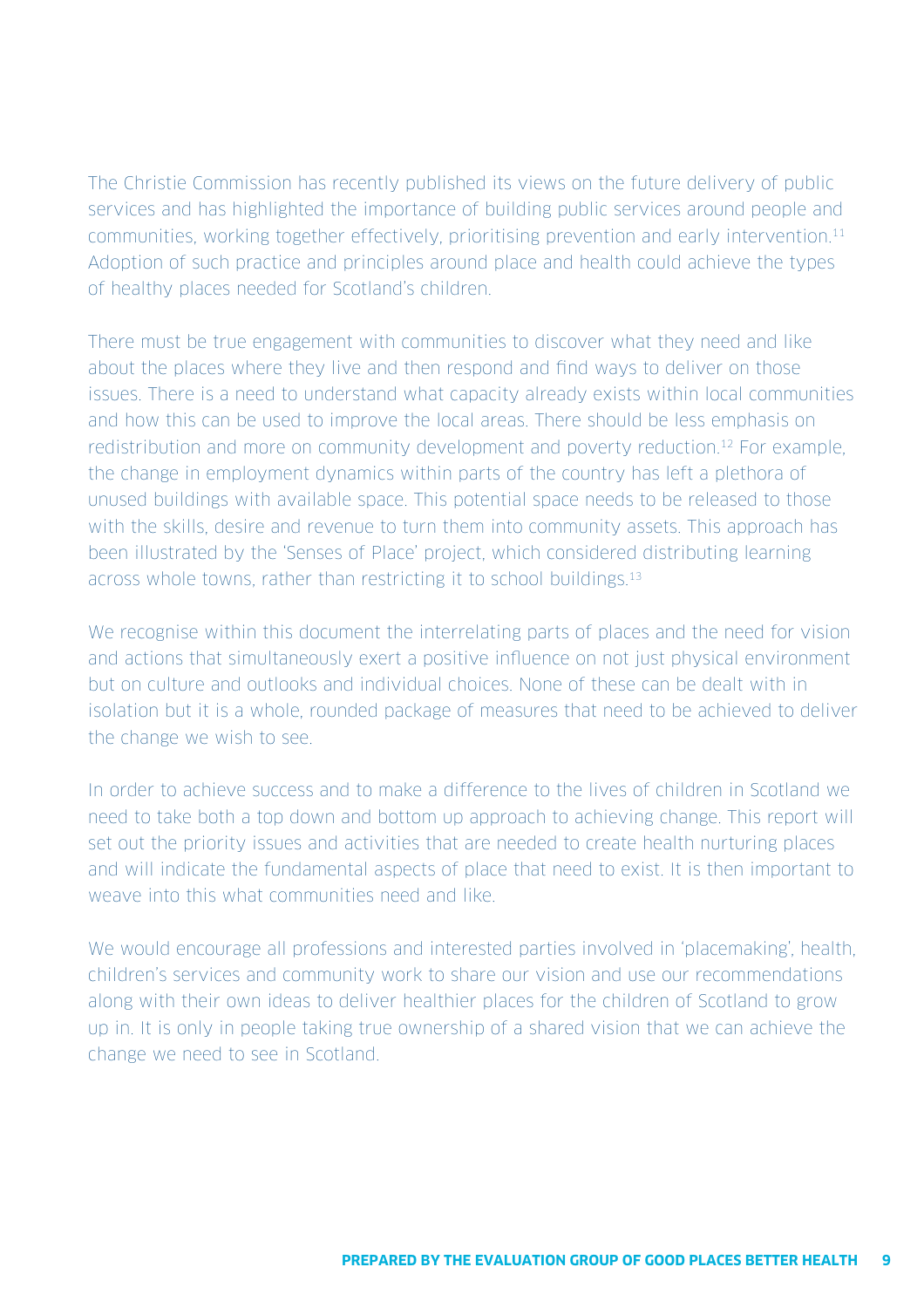The Christie Commission has recently published its views on the future delivery of public services and has highlighted the importance of building public services around people and communities, working together effectively, prioritising prevention and early intervention.[11] Adoption of such practice and principles around place and health could achieve the types of healthy places needed for Scotland's children.

There must be true engagement with communities to discover what they need and like about the places where they live and then respond and find ways to deliver on those issues. There is a need to understand what capacity already exists within local communities and how this can be used to improve the local areas. There should be less emphasis on redistribution and more on community development and poverty reduction.[12] For example, the change in employment dynamics within parts of the country has left a plethora of unused buildings with available space. This potential space needs to be released to those with the skills, desire and revenue to turn them into community assets. This approach has been illustrated by the 'Senses of Place' project, which considered distributing learning across whole towns, rather than restricting it to school buildings.[13]

We recognise within this document the interrelating parts of places and the need for vision and actions that simultaneously exert a positive influence on not just physical environment but on culture and outlooks and individual choices. None of these can be dealt with in isolation but it is a whole, rounded package of measures that need to be achieved to deliver the change we wish to see.

In order to achieve success and to make a difference to the lives of children in Scotland we need to take both a top down and bottom up approach to achieving change. This report will set out the priority issues and activities that are needed to create health nurturing places and will indicate the fundamental aspects of place that need to exist. It is then important to weave into this what communities need and like.

We would encourage all professions and interested parties involved in 'placemaking', health, children's services and community work to share our vision and use our recommendations along with their own ideas to deliver healthier places for the children of Scotland to grow up in. It is only in people taking true ownership of a shared vision that we can achieve the change we need to see in Scotland.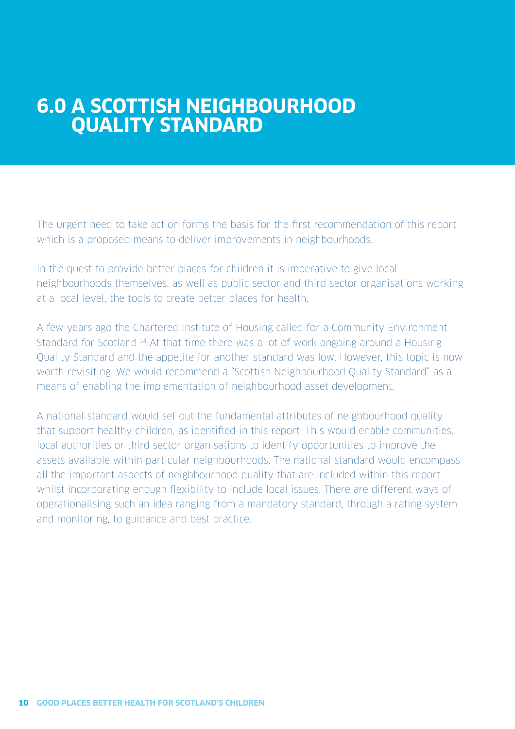# 6.0 A SCOTTISH NEIGHBOURHOOD QUALITY STANDARD

The urgent need to take action forms the basis for the first recommendation of this report which is a proposed means to deliver improvements in neighbourhoods.

In the quest to provide better places for children it is imperative to give local neighbourhoods themselves, as well as public sector and third sector organisations working at a local level, the tools to create better places for health.

A few years ago the Chartered Institute of Housing called for a Community Environment Standard for Scotland.[14] At that time there was a lot of work ongoing around a Housing Quality Standard and the appetite for another standard was low. However, this topic is now worth revisiting. We would recommend a "Scottish Neighbourhood Quality Standard" as a means of enabling the implementation of neighbourhood asset development.

A national standard would set out the fundamental attributes of neighbourhood quality that support healthy children, as identified in this report. This would enable communities, local authorities or third sector organisations to identify opportunities to improve the assets available within particular neighbourhoods. The national standard would encompass all the important aspects of neighbourhood quality that are included within this report whilst incorporating enough flexibility to include local issues. There are different ways of operationalising such an idea ranging from a mandatory standard, through a rating system and monitoring, to guidance and best practice.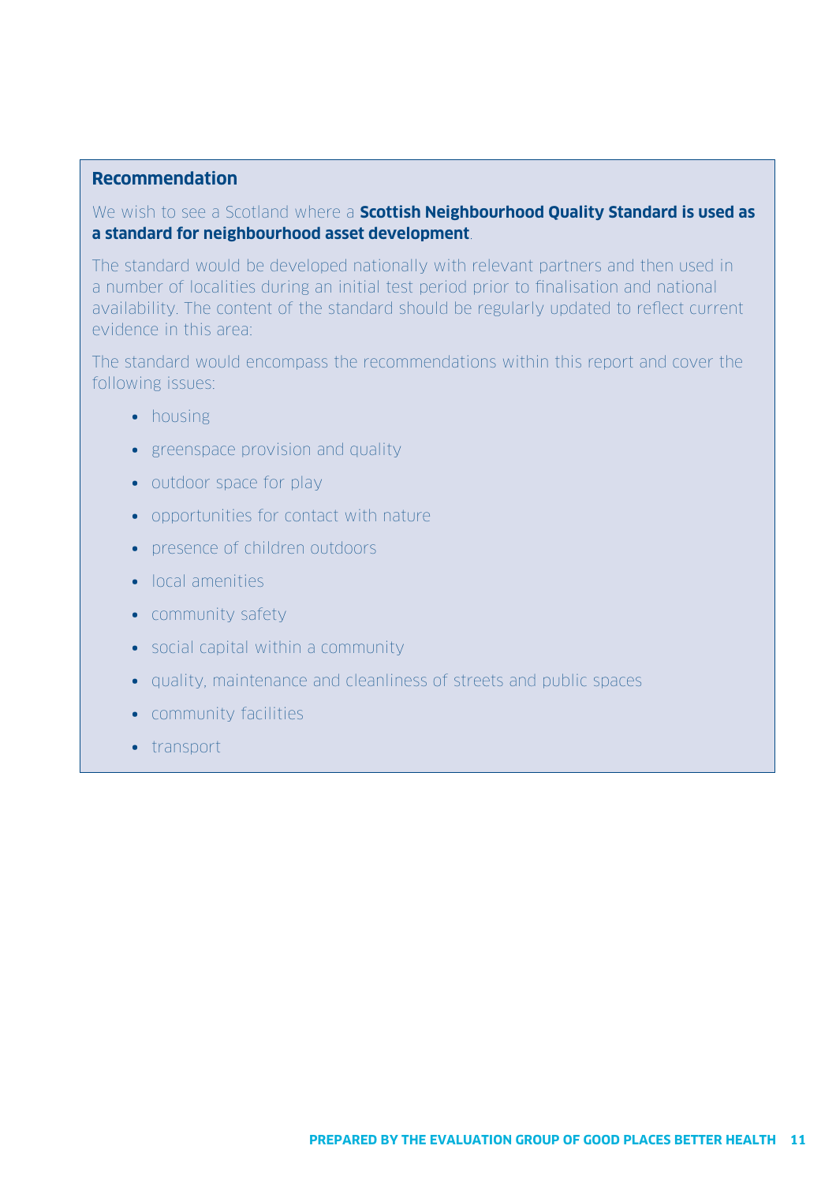**Recommendation**

We wish to see a Scotland where a **Scottish Neighbourhood Quality Standard is used as a standard for neighbourhood asset development**.

The standard would be developed nationally with relevant partners and then used in a number of localities during an initial test period prior to finalisation and national availability. The content of the standard should be regularly updated to reflect current evidence in this area:

The standard would encompass the recommendations within this report and cover the following issues:

- housing
- greenspace provision and quality
- outdoor space for play
- opportunities for contact with nature
- presence of children outdoors
- local amenities
- community safety
- social capital within a community
- quality, maintenance and cleanliness of streets and public spaces
- community facilities
- transport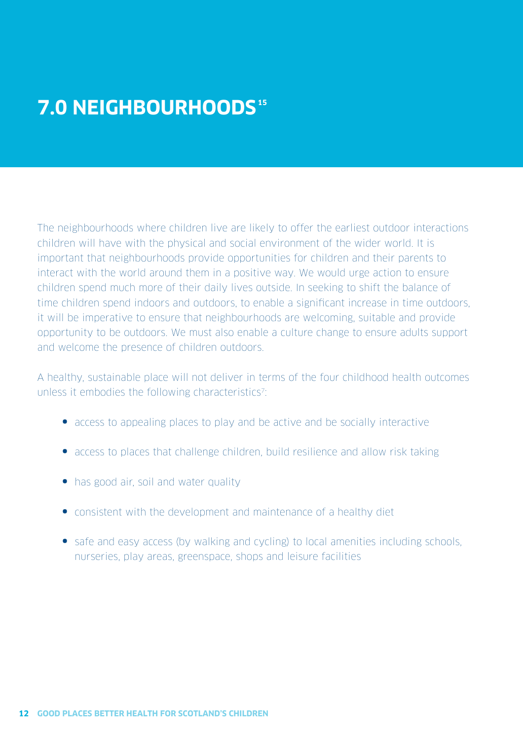# 7.0 NEIGHBOURHOODS[15]

The neighbourhoods where children live are likely to offer the earliest outdoor interactions children will have with the physical and social environment of the wider world. It is important that neighbourhoods provide opportunities for children and their parents to interact with the world around them in a positive way. We would urge action to ensure children spend much more of their daily lives outside. In seeking to shift the balance of time children spend indoors and outdoors, to enable a significant increase in time outdoors, it will be imperative to ensure that neighbourhoods are welcoming, suitable and provide opportunity to be outdoors. We must also enable a culture change to ensure adults support and welcome the presence of children outdoors.

A healthy, sustainable place will not deliver in terms of the four childhood health outcomes unless it embodies the following characteristics[7]:

- access to appealing places to play and be active and be socially interactive
- access to places that challenge children, build resilience and allow risk taking
- has good air, soil and water quality
- consistent with the development and maintenance of a healthy diet
- safe and easy access (by walking and cycling) to local amenities including schools, nurseries, play areas, greenspace, shops and leisure facilities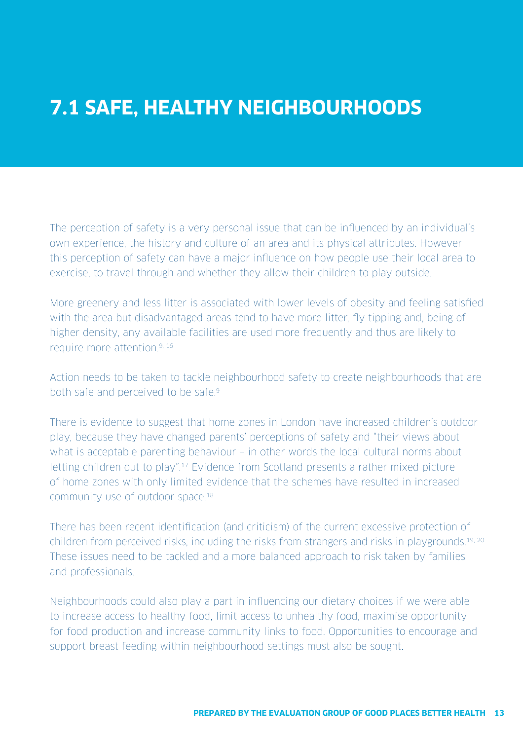# 7.1 SAFE, HEALTHY NEIGHBOURHOODS

The perception of safety is a very personal issue that can be influenced by an individual's own experience, the history and culture of an area and its physical attributes. However this perception of safety can have a major influence on how people use their local area to exercise, to travel through and whether they allow their children to play outside.

More greenery and less litter is associated with lower levels of obesity and feeling satisfied with the area but disadvantaged areas tend to have more litter, fly tipping and, being of higher density, any available facilities are used more frequently and thus are likely to require more attention.[9, 16]

Action needs to be taken to tackle neighbourhood safety to create neighbourhoods that are both safe and perceived to be safe.[9]

There is evidence to suggest that home zones in London have increased children's outdoor play, because they have changed parents' perceptions of safety and "their views about what is acceptable parenting behaviour – in other words the local cultural norms about letting children out to play".[17] Evidence from Scotland presents a rather mixed picture of home zones with only limited evidence that the schemes have resulted in increased community use of outdoor space.[18]

There has been recent identification (and criticism) of the current excessive protection of children from perceived risks, including the risks from strangers and risks in playgrounds.[19, 20] These issues need to be tackled and a more balanced approach to risk taken by families and professionals.

Neighbourhoods could also play a part in influencing our dietary choices if we were able to increase access to healthy food, limit access to unhealthy food, maximise opportunity for food production and increase community links to food. Opportunities to encourage and support breast feeding within neighbourhood settings must also be sought.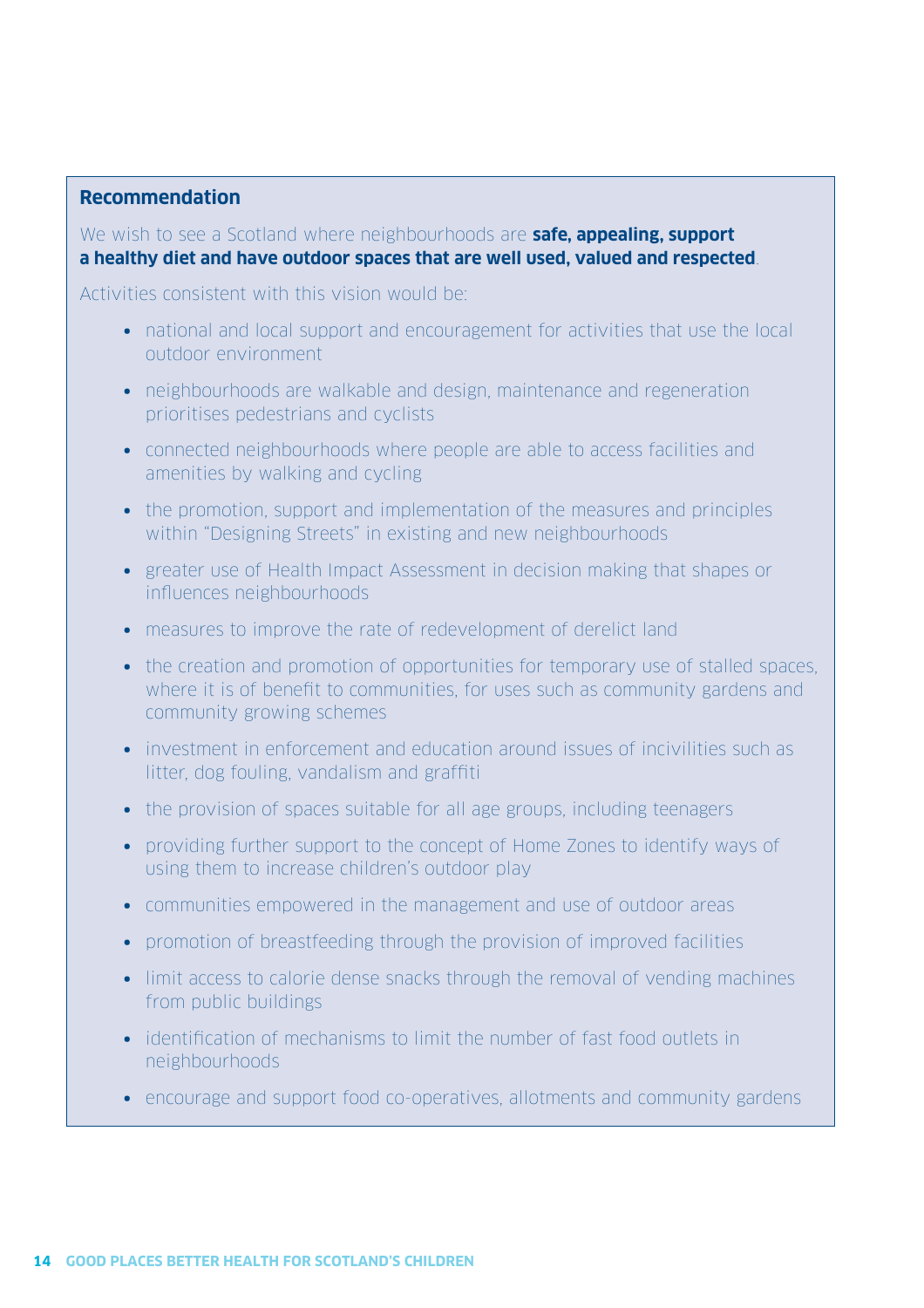**Recommendation**

We wish to see a Scotland where neighbourhoods are **safe, appealing, support a healthy diet and have outdoor spaces that are well used, valued and respected**.

Activities consistent with this vision would be:

- national and local support and encouragement for activities that use the local outdoor environment
- neighbourhoods are walkable and design, maintenance and regeneration prioritises pedestrians and cyclists
- connected neighbourhoods where people are able to access facilities and amenities by walking and cycling
- the promotion, support and implementation of the measures and principles within "Designing Streets" in existing and new neighbourhoods
- greater use of Health Impact Assessment in decision making that shapes or influences neighbourhoods
- measures to improve the rate of redevelopment of derelict land
- the creation and promotion of opportunities for temporary use of stalled spaces, where it is of benefit to communities, for uses such as community gardens and community growing schemes
- investment in enforcement and education around issues of incivilities such as litter, dog fouling, vandalism and graffiti
- the provision of spaces suitable for all age groups, including teenagers
- providing further support to the concept of Home Zones to identify ways of using them to increase children's outdoor play
- communities empowered in the management and use of outdoor areas
- promotion of breastfeeding through the provision of improved facilities
- limit access to calorie dense snacks through the removal of vending machines from public buildings
- identification of mechanisms to limit the number of fast food outlets in neighbourhoods
- encourage and support food co-operatives, allotments and community gardens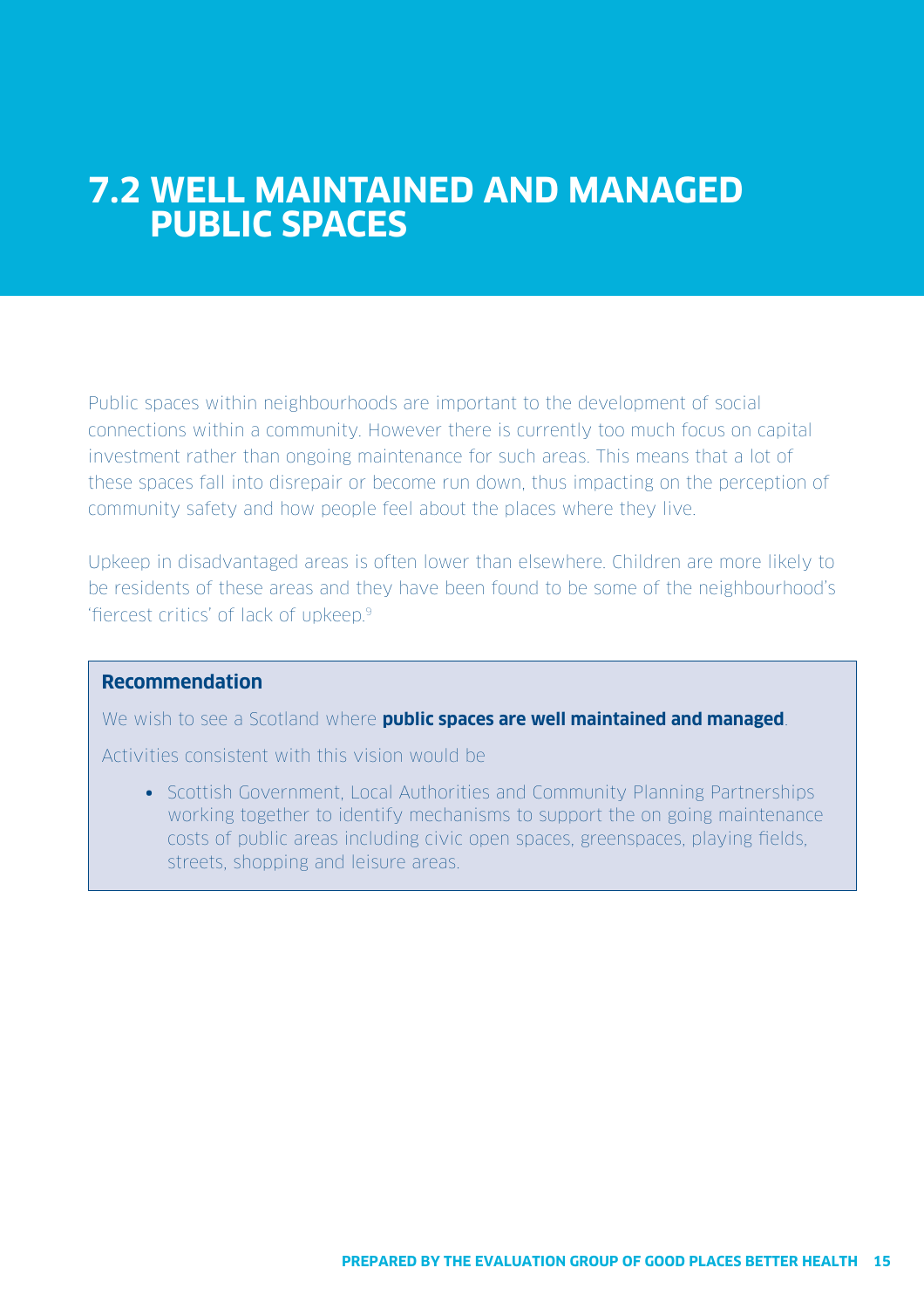## 7.2 WELL MAINTAINED AND MANAGED PUBLIC SPACES

Public spaces within neighbourhoods are important to the development of social connections within a community. However there is currently too much focus on capital investment rather than ongoing maintenance for such areas. This means that a lot of these spaces fall into disrepair or become run down, thus impacting on the perception of community safety and how people feel about the places where they live.

Upkeep in disadvantaged areas is often lower than elsewhere. Children are more likely to be residents of these areas and they have been found to be some of the neighbourhood's 'fiercest critics' of lack of upkeep.[9]

**Recommendation**

We wish to see a Scotland where **public spaces are well maintained and managed**.

Activities consistent with this vision would be

- Scottish Government, Local Authorities and Community Planning Partnerships working together to identify mechanisms to support the on going maintenance costs of public areas including civic open spaces, greenspaces, playing fields, streets, shopping and leisure areas.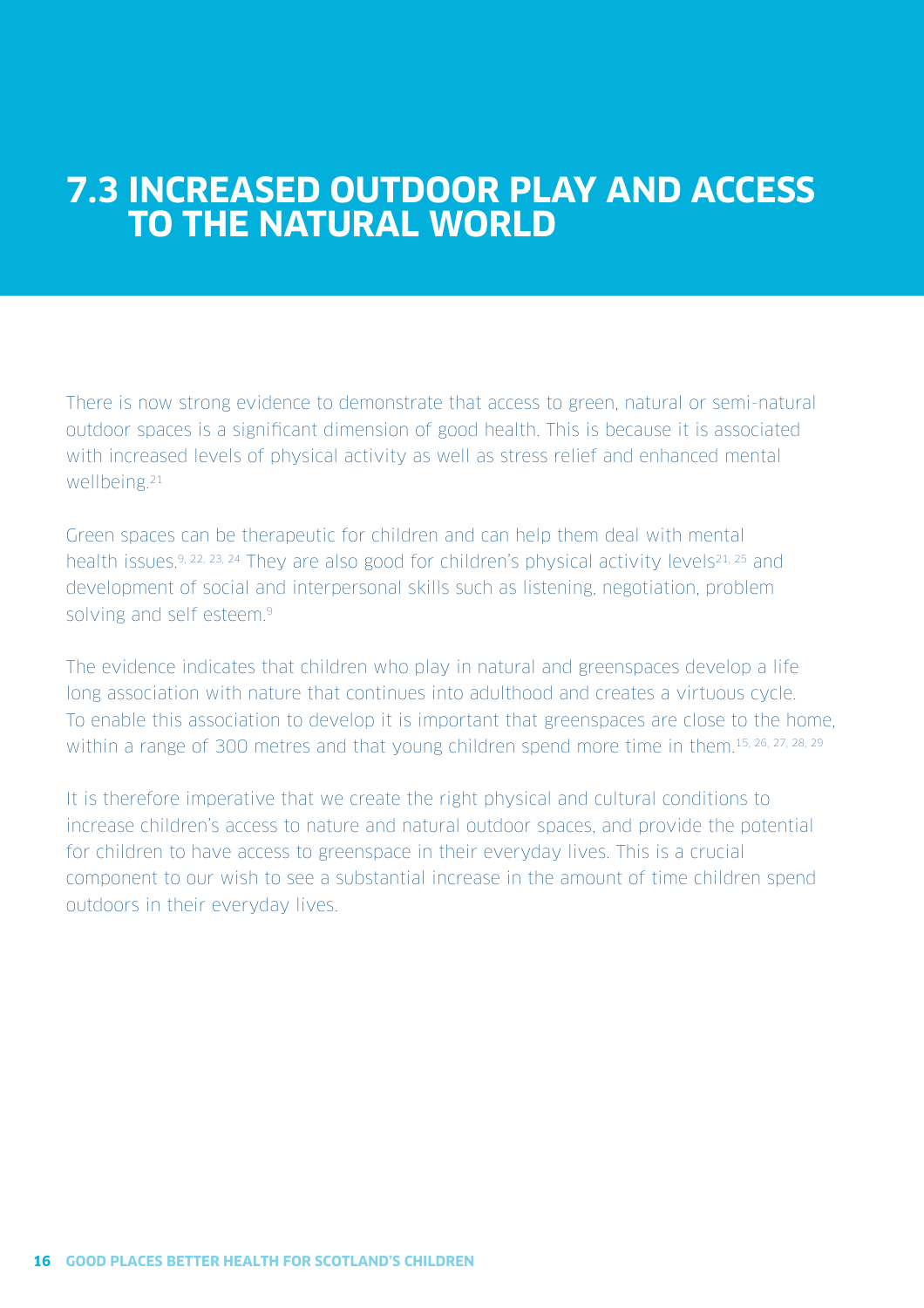# 7.3 INCREASED OUTDOOR PLAY AND ACCESS TO THE NATURAL WORLD

There is now strong evidence to demonstrate that access to green, natural or semi-natural outdoor spaces is a significant dimension of good health. This is because it is associated with increased levels of physical activity as well as stress relief and enhanced mental wellbeing.[21]

Green spaces can be therapeutic for children and can help them deal with mental health issues.[9, 22, 23, 24] They are also good for children's physical activity levels[21, 25] and development of social and interpersonal skills such as listening, negotiation, problem solving and self esteem.[9]

The evidence indicates that children who play in natural and greenspaces develop a life long association with nature that continues into adulthood and creates a virtuous cycle. To enable this association to develop it is important that greenspaces are close to the home, within a range of 300 metres and that young children spend more time in them.[15, 26, 27, 28, 29]

It is therefore imperative that we create the right physical and cultural conditions to increase children's access to nature and natural outdoor spaces, and provide the potential for children to have access to greenspace in their everyday lives. This is a crucial component to our wish to see a substantial increase in the amount of time children spend outdoors in their everyday lives.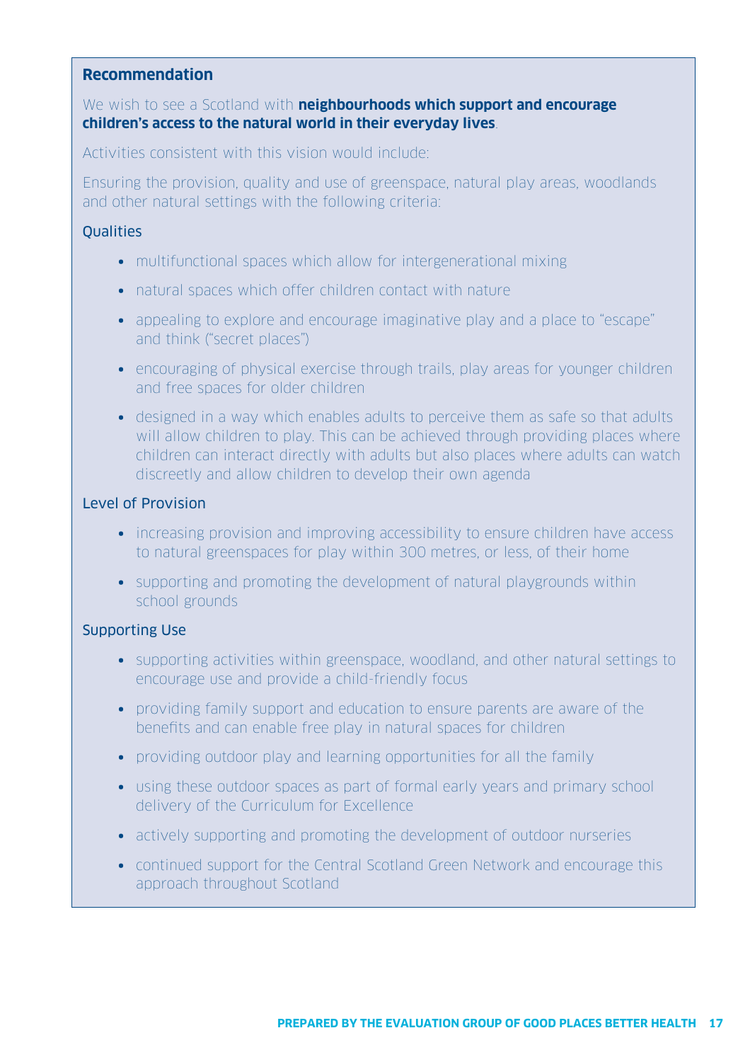## Recommendation

We wish to see a Scotland with **neighbourhoods which support and encourage children's access to the natural world in their everyday lives**.

Activities consistent with this vision would include:

Ensuring the provision, quality and use of greenspace, natural play areas, woodlands and other natural settings with the following criteria:

### Qualities

- multifunctional spaces which allow for intergenerational mixing
- natural spaces which offer children contact with nature
- appealing to explore and encourage imaginative play and a place to "escape" and think ("secret places")
- encouraging of physical exercise through trails, play areas for younger children and free spaces for older children
- designed in a way which enables adults to perceive them as safe so that adults will allow children to play. This can be achieved through providing places where children can interact directly with adults but also places where adults can watch discreetly and allow children to develop their own agenda

### Level of Provision

- increasing provision and improving accessibility to ensure children have access to natural greenspaces for play within 300 metres, or less, of their home
- supporting and promoting the development of natural playgrounds within school grounds

### Supporting Use

- supporting activities within greenspace, woodland, and other natural settings to encourage use and provide a child-friendly focus
- providing family support and education to ensure parents are aware of the benefits and can enable free play in natural spaces for children
- providing outdoor play and learning opportunities for all the family
- using these outdoor spaces as part of formal early years and primary school delivery of the Curriculum for Excellence
- actively supporting and promoting the development of outdoor nurseries
- continued support for the Central Scotland Green Network and encourage this approach throughout Scotland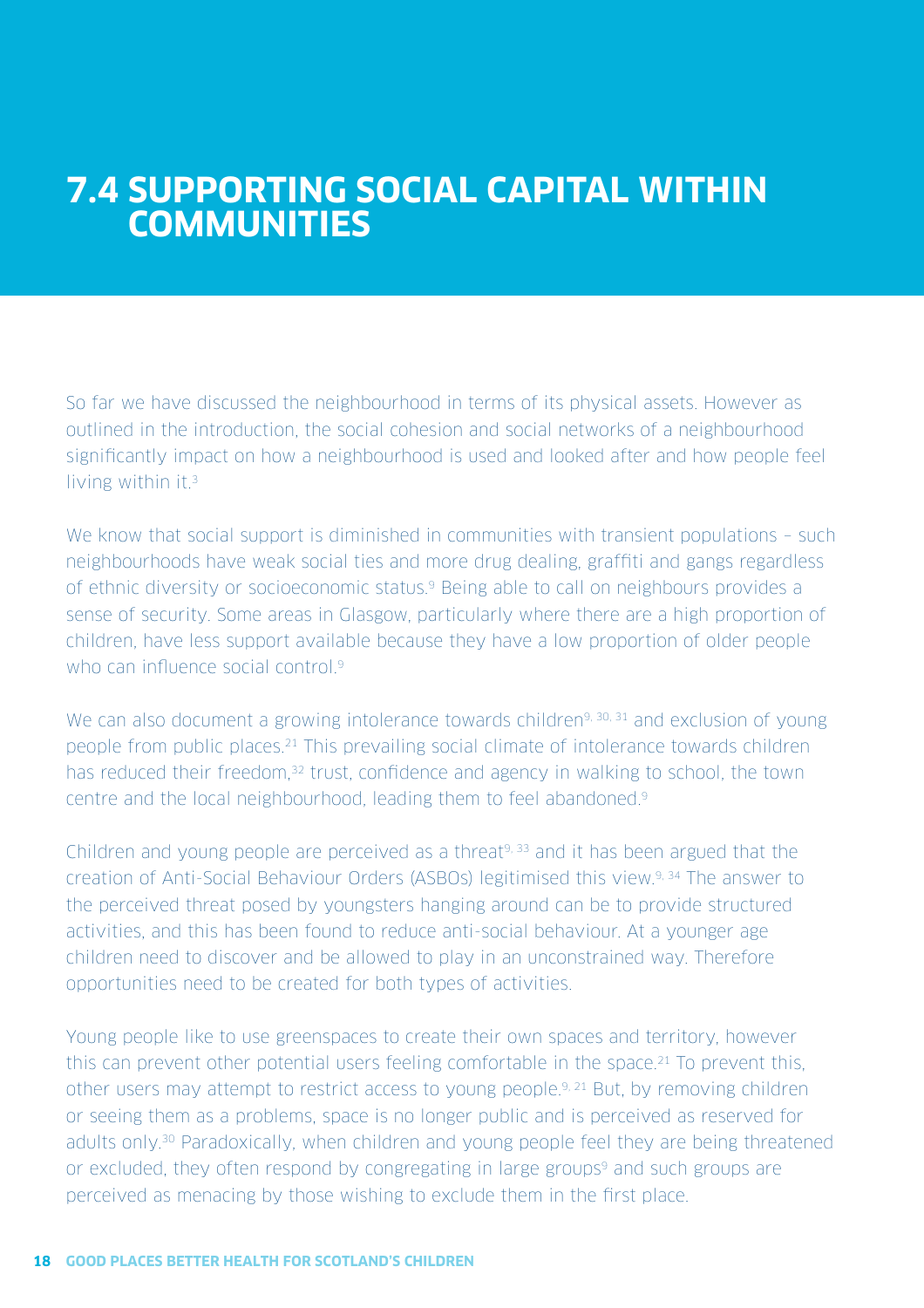# 7.4 SUPPORTING SOCIAL CAPITAL WITHIN COMMUNITIES

So far we have discussed the neighbourhood in terms of its physical assets. However as outlined in the introduction, the social cohesion and social networks of a neighbourhood significantly impact on how a neighbourhood is used and looked after and how people feel living within it.[3]

We know that social support is diminished in communities with transient populations – such neighbourhoods have weak social ties and more drug dealing, graffiti and gangs regardless of ethnic diversity or socioeconomic status.[9] Being able to call on neighbours provides a sense of security. Some areas in Glasgow, particularly where there are a high proportion of children, have less support available because they have a low proportion of older people who can influence social control.[9]

We can also document a growing intolerance towards children[9, 30, 31] and exclusion of young people from public places.[21] This prevailing social climate of intolerance towards children has reduced their freedom,[32] trust, confidence and agency in walking to school, the town centre and the local neighbourhood, leading them to feel abandoned.[9]

Children and young people are perceived as a threat[9, 33] and it has been argued that the creation of Anti-Social Behaviour Orders (ASBOs) legitimised this view.[9, 34] The answer to the perceived threat posed by youngsters hanging around can be to provide structured activities, and this has been found to reduce anti-social behaviour. At a younger age children need to discover and be allowed to play in an unconstrained way. Therefore opportunities need to be created for both types of activities.

Young people like to use greenspaces to create their own spaces and territory, however this can prevent other potential users feeling comfortable in the space.[21] To prevent this, other users may attempt to restrict access to young people.[9, 21] But, by removing children or seeing them as a problems, space is no longer public and is perceived as reserved for adults only.[30] Paradoxically, when children and young people feel they are being threatened or excluded, they often respond by congregating in large groups[9] and such groups are perceived as menacing by those wishing to exclude them in the first place.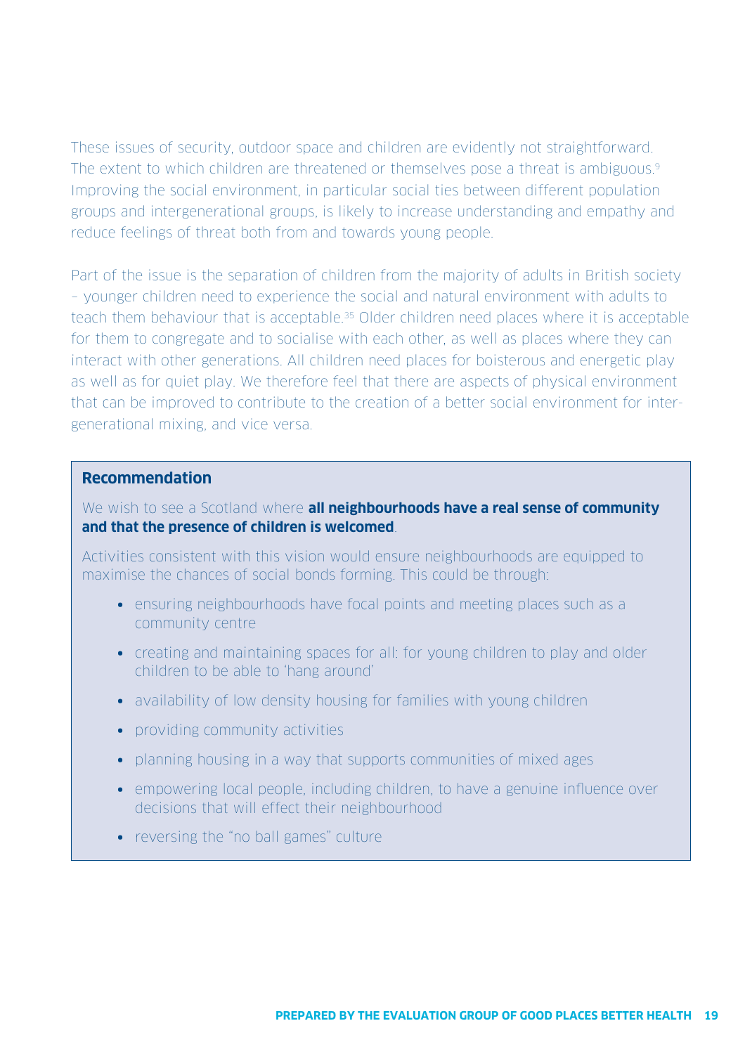These issues of security, outdoor space and children are evidently not straightforward. The extent to which children are threatened or themselves pose a threat is ambiguous.[9] Improving the social environment, in particular social ties between different population groups and intergenerational groups, is likely to increase understanding and empathy and reduce feelings of threat both from and towards young people.

Part of the issue is the separation of children from the majority of adults in British society – younger children need to experience the social and natural environment with adults to teach them behaviour that is acceptable.[35] Older children need places where it is acceptable for them to congregate and to socialise with each other, as well as places where they can interact with other generations. All children need places for boisterous and energetic play as well as for quiet play. We therefore feel that there are aspects of physical environment that can be improved to contribute to the creation of a better social environment for inter-generational mixing, and vice versa.

**Recommendation**

We wish to see a Scotland where **all neighbourhoods have a real sense of community and that the presence of children is welcomed**.

Activities consistent with this vision would ensure neighbourhoods are equipped to maximise the chances of social bonds forming. This could be through:

- ensuring neighbourhoods have focal points and meeting places such as a community centre
- creating and maintaining spaces for all: for young children to play and older children to be able to 'hang around'
- availability of low density housing for families with young children
- providing community activities
- planning housing in a way that supports communities of mixed ages
- empowering local people, including children, to have a genuine influence over decisions that will effect their neighbourhood
- reversing the "no ball games" culture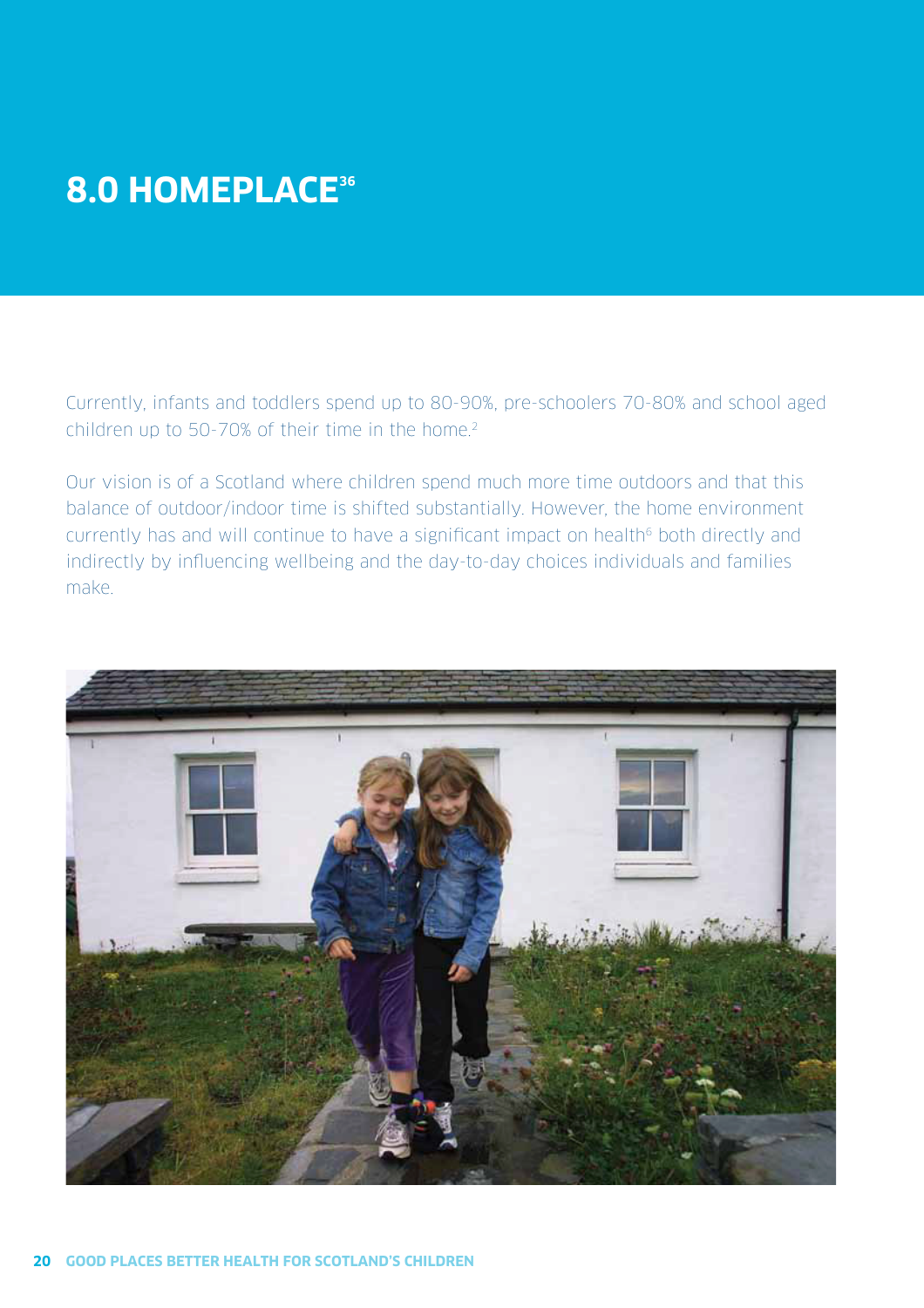# 8.0 HOMEPLACE[36]

Currently, infants and toddlers spend up to 80-90%, pre-schoolers 70-80% and school aged children up to 50-70% of their time in the home.[2]

Our vision is of a Scotland where children spend much more time outdoors and that this balance of outdoor/indoor time is shifted substantially. However, the home environment currently has and will continue to have a significant impact on health[6] both directly and indirectly by influencing wellbeing and the day-to-day choices individuals and families make.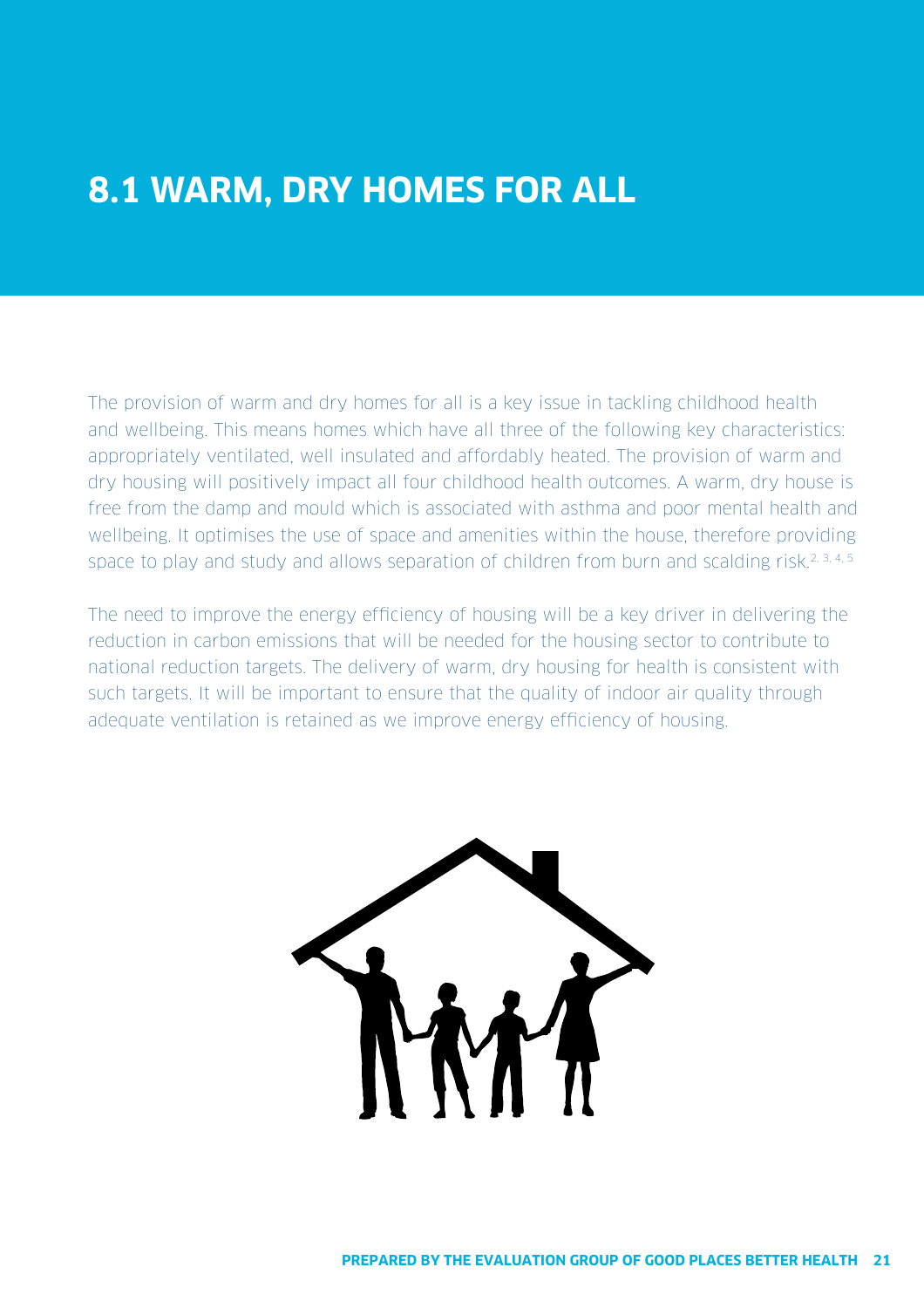# 8.1 WARM, DRY HOMES FOR ALL

The provision of warm and dry homes for all is a key issue in tackling childhood health and wellbeing. This means homes which have all three of the following key characteristics: appropriately ventilated, well insulated and affordably heated. The provision of warm and dry housing will positively impact all four childhood health outcomes. A warm, dry house is free from the damp and mould which is associated with asthma and poor mental health and wellbeing. It optimises the use of space and amenities within the house, therefore providing space to play and study and allows separation of children from burn and scalding risk.[2, 3, 4, 5]

The need to improve the energy efficiency of housing will be a key driver in delivering the reduction in carbon emissions that will be needed for the housing sector to contribute to national reduction targets. The delivery of warm, dry housing for health is consistent with such targets. It will be important to ensure that the quality of indoor air quality through adequate ventilation is retained as we improve energy efficiency of housing.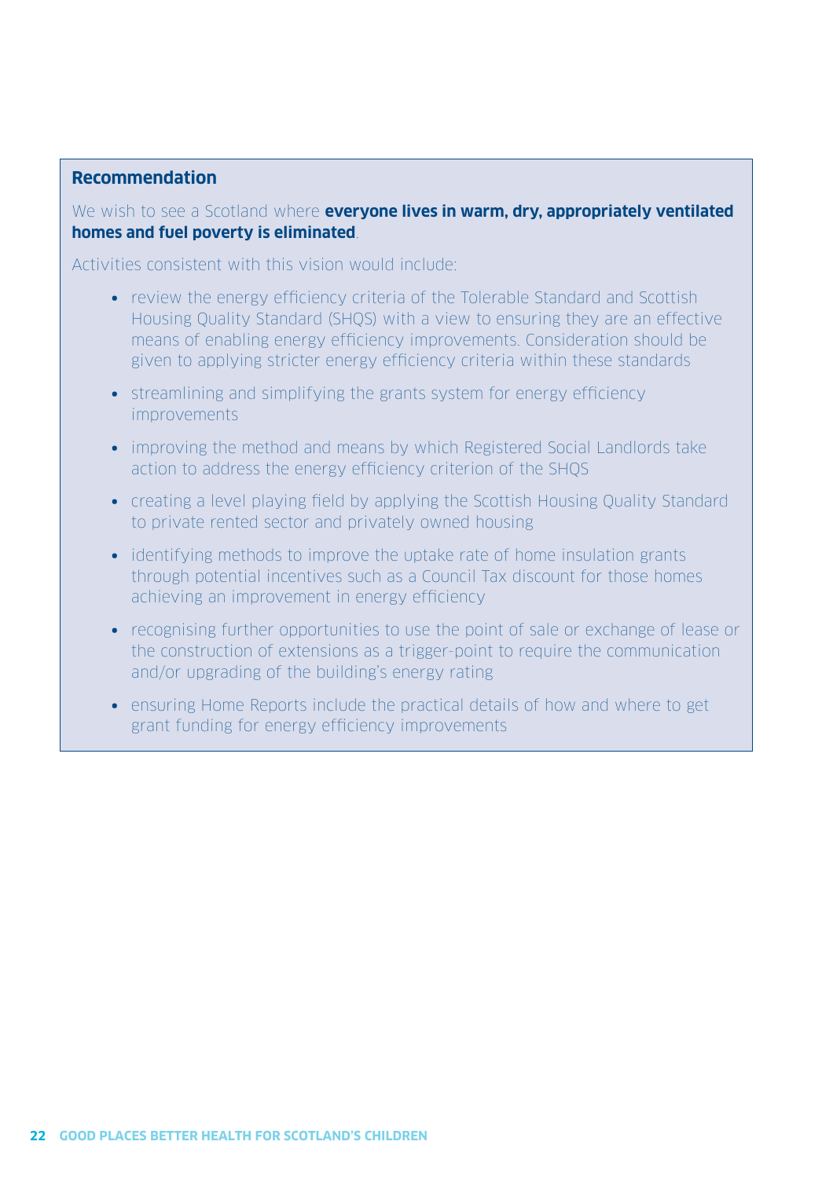### Recommendation

We wish to see a Scotland where **everyone lives in warm, dry, appropriately ventilated homes and fuel poverty is eliminated**.

Activities consistent with this vision would include:

- review the energy efficiency criteria of the Tolerable Standard and Scottish Housing Quality Standard (SHQS) with a view to ensuring they are an effective means of enabling energy efficiency improvements. Consideration should be given to applying stricter energy efficiency criteria within these standards
- streamlining and simplifying the grants system for energy efficiency improvements
- improving the method and means by which Registered Social Landlords take action to address the energy efficiency criterion of the SHQS
- creating a level playing field by applying the Scottish Housing Quality Standard to private rented sector and privately owned housing
- identifying methods to improve the uptake rate of home insulation grants through potential incentives such as a Council Tax discount for those homes achieving an improvement in energy efficiency
- recognising further opportunities to use the point of sale or exchange of lease or the construction of extensions as a trigger-point to require the communication and/or upgrading of the building's energy rating
- ensuring Home Reports include the practical details of how and where to get grant funding for energy efficiency improvements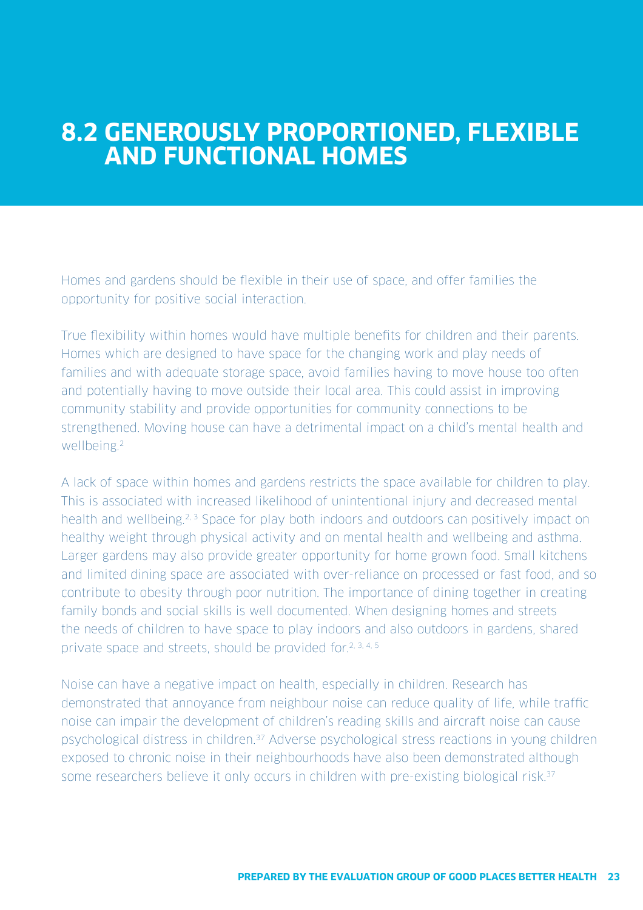## 8.2 GENEROUSLY PROPORTIONED, FLEXIBLE AND FUNCTIONAL HOMES

Homes and gardens should be flexible in their use of space, and offer families the opportunity for positive social interaction.

True flexibility within homes would have multiple benefits for children and their parents. Homes which are designed to have space for the changing work and play needs of families and with adequate storage space, avoid families having to move house too often and potentially having to move outside their local area. This could assist in improving community stability and provide opportunities for community connections to be strengthened. Moving house can have a detrimental impact on a child's mental health and wellbeing.[2]

A lack of space within homes and gardens restricts the space available for children to play. This is associated with increased likelihood of unintentional injury and decreased mental health and wellbeing.[2, 3] Space for play both indoors and outdoors can positively impact on healthy weight through physical activity and on mental health and wellbeing and asthma. Larger gardens may also provide greater opportunity for home grown food. Small kitchens and limited dining space are associated with over-reliance on processed or fast food, and so contribute to obesity through poor nutrition. The importance of dining together in creating family bonds and social skills is well documented. When designing homes and streets the needs of children to have space to play indoors and also outdoors in gardens, shared private space and streets, should be provided for.[2, 3, 4, 5]

Noise can have a negative impact on health, especially in children. Research has demonstrated that annoyance from neighbour noise can reduce quality of life, while traffic noise can impair the development of children's reading skills and aircraft noise can cause psychological distress in children.[37] Adverse psychological stress reactions in young children exposed to chronic noise in their neighbourhoods have also been demonstrated although some researchers believe it only occurs in children with pre-existing biological risk.[37]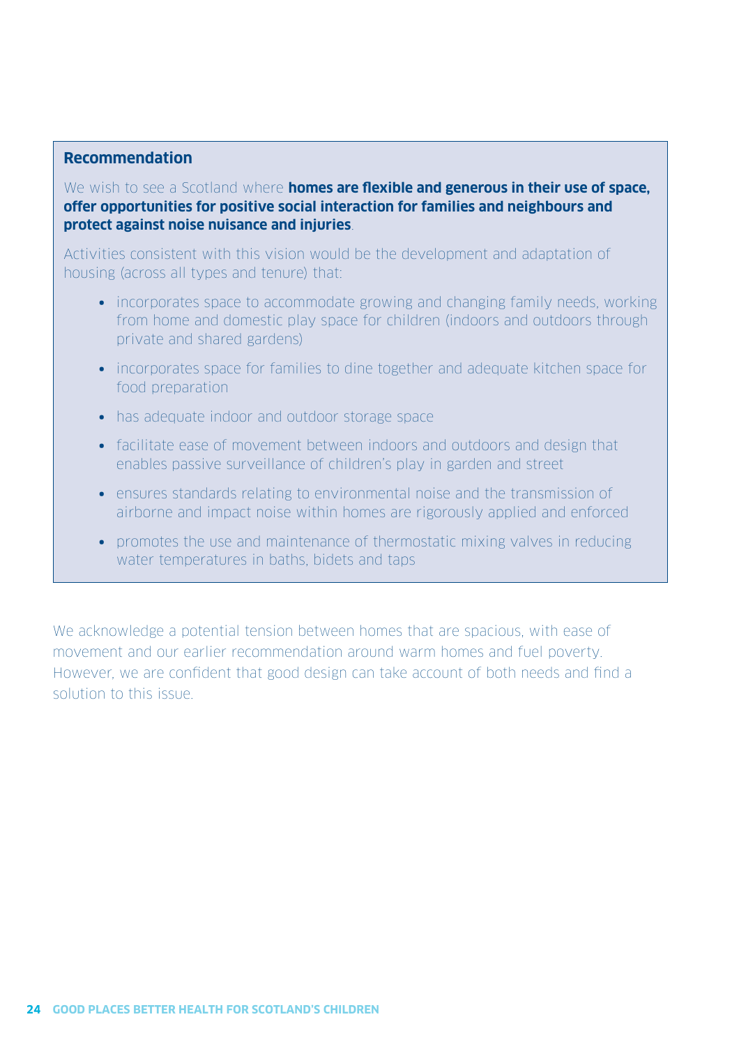### Recommendation

We wish to see a Scotland where **homes are flexible and generous in their use of space, offer opportunities for positive social interaction for families and neighbours and protect against noise nuisance and injuries**.

Activities consistent with this vision would be the development and adaptation of housing (across all types and tenure) that:

- incorporates space to accommodate growing and changing family needs, working from home and domestic play space for children (indoors and outdoors through private and shared gardens)
- incorporates space for families to dine together and adequate kitchen space for food preparation
- has adequate indoor and outdoor storage space
- facilitate ease of movement between indoors and outdoors and design that enables passive surveillance of children's play in garden and street
- ensures standards relating to environmental noise and the transmission of airborne and impact noise within homes are rigorously applied and enforced
- promotes the use and maintenance of thermostatic mixing valves in reducing water temperatures in baths, bidets and taps

We acknowledge a potential tension between homes that are spacious, with ease of movement and our earlier recommendation around warm homes and fuel poverty. However, we are confident that good design can take account of both needs and find a solution to this issue.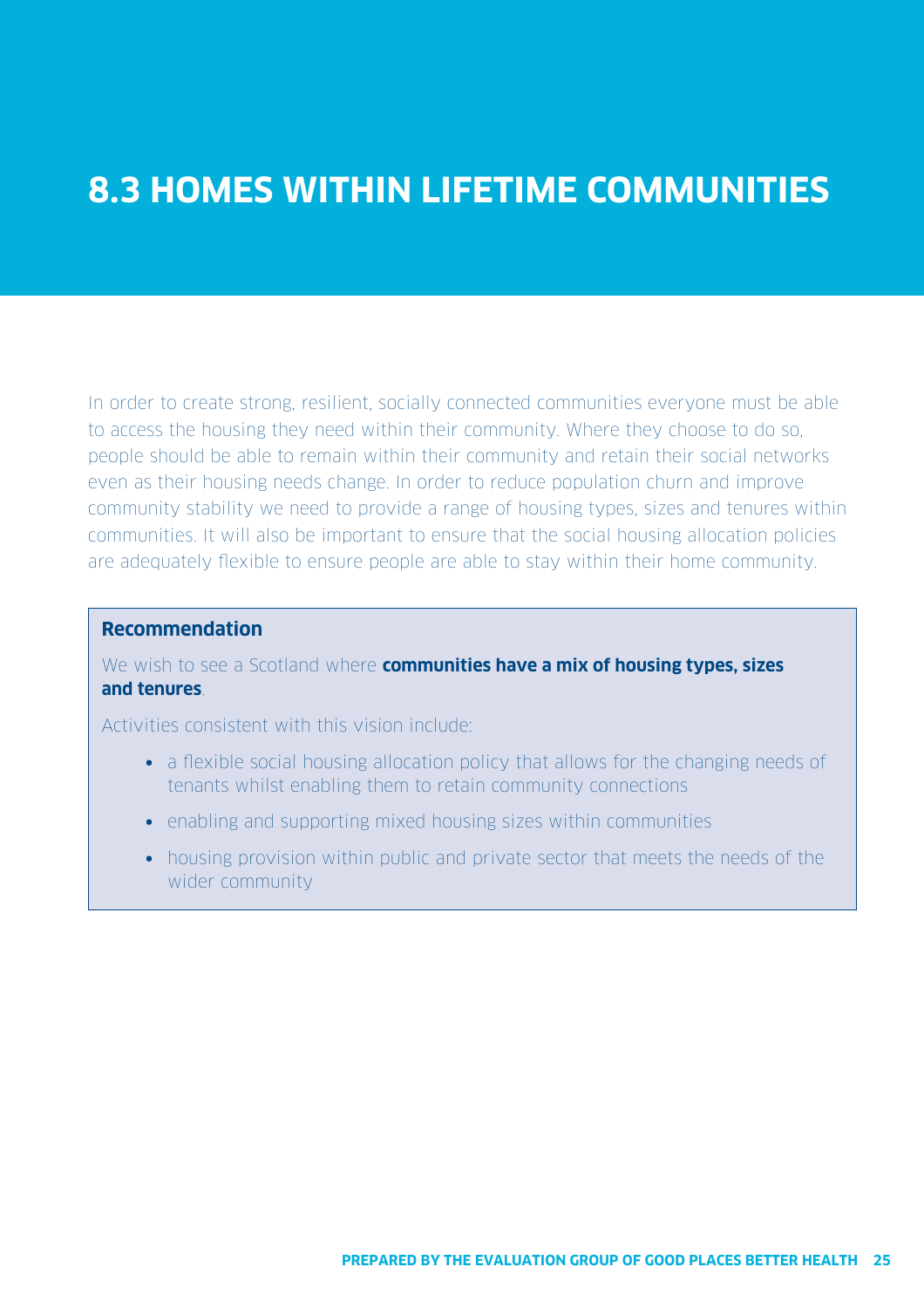# 8.3 HOMES WITHIN LIFETIME COMMUNITIES

In order to create strong, resilient, socially connected communities everyone must be able to access the housing they need within their community. Where they choose to do so, people should be able to remain within their community and retain their social networks even as their housing needs change. In order to reduce population churn and improve community stability we need to provide a range of housing types, sizes and tenures within communities. It will also be important to ensure that the social housing allocation policies are adequately flexible to ensure people are able to stay within their home community.

**Recommendation**

We wish to see a Scotland where **communities have a mix of housing types, sizes and tenures**.

Activities consistent with this vision include:

- a flexible social housing allocation policy that allows for the changing needs of tenants whilst enabling them to retain community connections
- enabling and supporting mixed housing sizes within communities
- housing provision within public and private sector that meets the needs of the wider community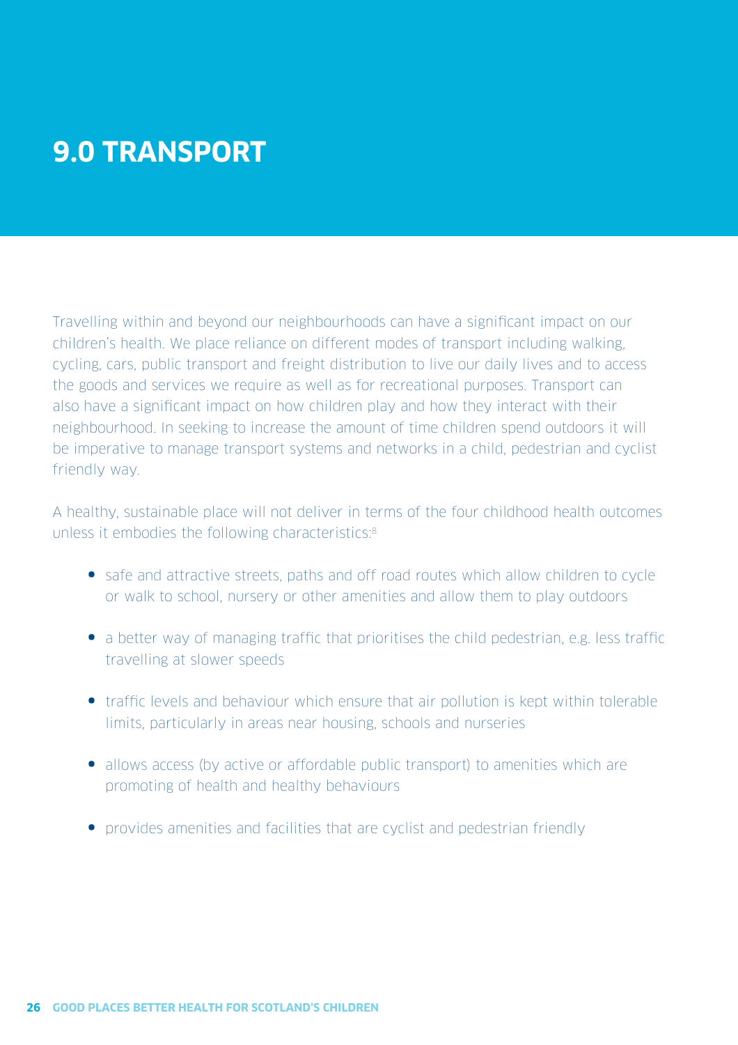# 9.0 TRANSPORT

Travelling within and beyond our neighbourhoods can have a significant impact on our children's health. We place reliance on different modes of transport including walking, cycling, cars, public transport and freight distribution to live our daily lives and to access the goods and services we require as well as for recreational purposes. Transport can also have a significant impact on how children play and how they interact with their neighbourhood. In seeking to increase the amount of time children spend outdoors it will be imperative to manage transport systems and networks in a child, pedestrian and cyclist friendly way.

A healthy, sustainable place will not deliver in terms of the four childhood health outcomes unless it embodies the following characteristics:[8]

- safe and attractive streets, paths and off road routes which allow children to cycle or walk to school, nursery or other amenities and allow them to play outdoors
- a better way of managing traffic that prioritises the child pedestrian, e.g. less traffic travelling at slower speeds
- traffic levels and behaviour which ensure that air pollution is kept within tolerable limits, particularly in areas near housing, schools and nurseries
- allows access (by active or affordable public transport) to amenities which are promoting of health and healthy behaviours
- provides amenities and facilities that are cyclist and pedestrian friendly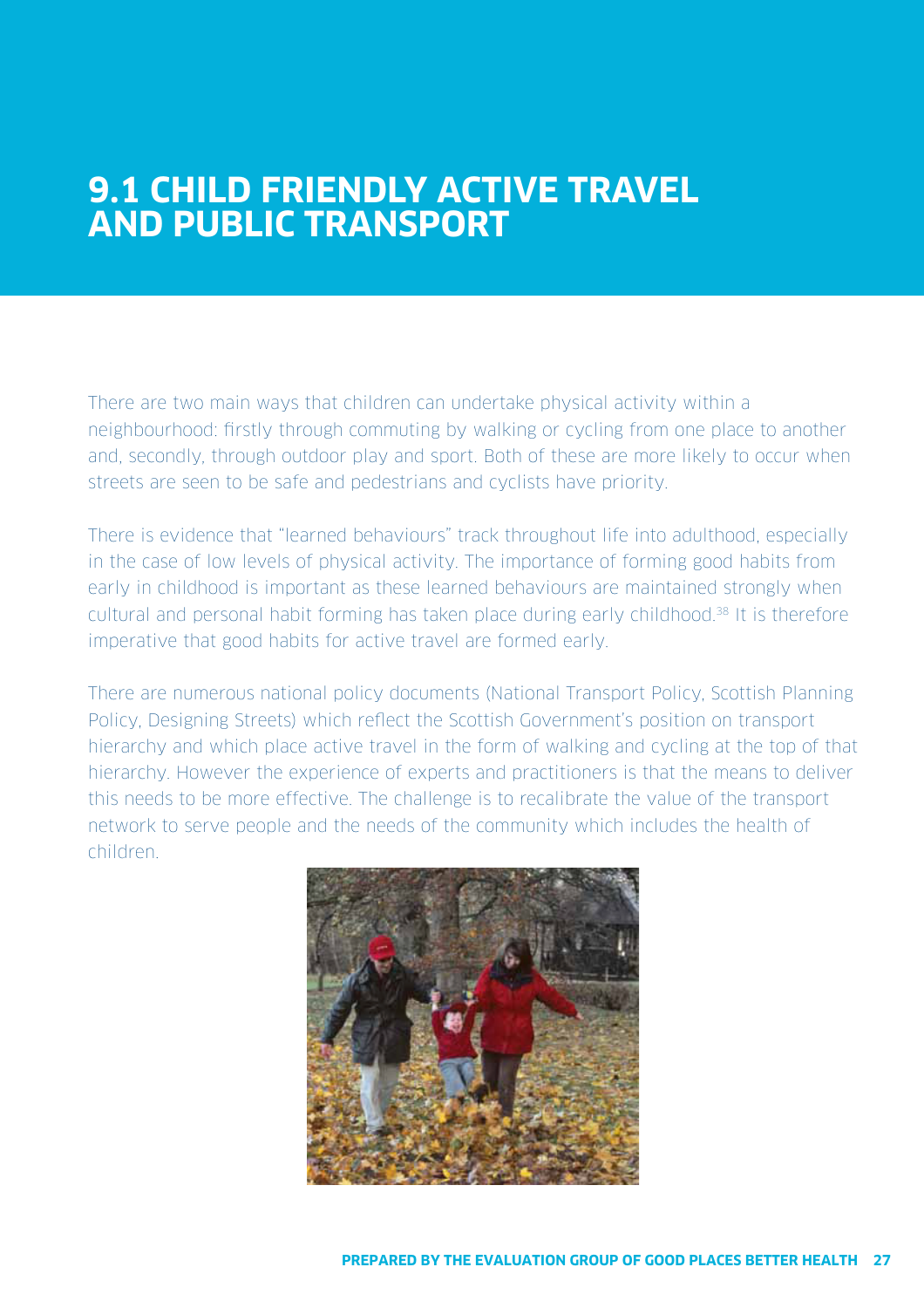# 9.1 CHILD FRIENDLY ACTIVE TRAVEL AND PUBLIC TRANSPORT

There are two main ways that children can undertake physical activity within a neighbourhood: firstly through commuting by walking or cycling from one place to another and, secondly, through outdoor play and sport. Both of these are more likely to occur when streets are seen to be safe and pedestrians and cyclists have priority.

There is evidence that "learned behaviours" track throughout life into adulthood, especially in the case of low levels of physical activity. The importance of forming good habits from early in childhood is important as these learned behaviours are maintained strongly when cultural and personal habit forming has taken place during early childhood.[38] It is therefore imperative that good habits for active travel are formed early.

There are numerous national policy documents (National Transport Policy, Scottish Planning Policy, Designing Streets) which reflect the Scottish Government's position on transport hierarchy and which place active travel in the form of walking and cycling at the top of that hierarchy. However the experience of experts and practitioners is that the means to deliver this needs to be more effective. The challenge is to recalibrate the value of the transport network to serve people and the needs of the community which includes the health of children.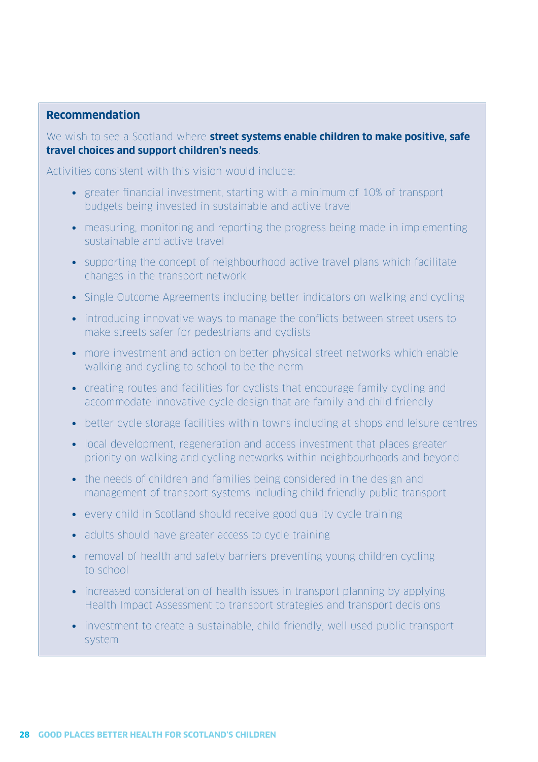### Recommendation

We wish to see a Scotland where **street systems enable children to make positive, safe travel choices and support children's needs**.

Activities consistent with this vision would include:

- greater financial investment, starting with a minimum of 10% of transport budgets being invested in sustainable and active travel
- measuring, monitoring and reporting the progress being made in implementing sustainable and active travel
- supporting the concept of neighbourhood active travel plans which facilitate changes in the transport network
- Single Outcome Agreements including better indicators on walking and cycling
- introducing innovative ways to manage the conflicts between street users to make streets safer for pedestrians and cyclists
- more investment and action on better physical street networks which enable walking and cycling to school to be the norm
- creating routes and facilities for cyclists that encourage family cycling and accommodate innovative cycle design that are family and child friendly
- better cycle storage facilities within towns including at shops and leisure centres
- local development, regeneration and access investment that places greater priority on walking and cycling networks within neighbourhoods and beyond
- the needs of children and families being considered in the design and management of transport systems including child friendly public transport
- every child in Scotland should receive good quality cycle training
- adults should have greater access to cycle training
- removal of health and safety barriers preventing young children cycling to school
- increased consideration of health issues in transport planning by applying Health Impact Assessment to transport strategies and transport decisions
- investment to create a sustainable, child friendly, well used public transport system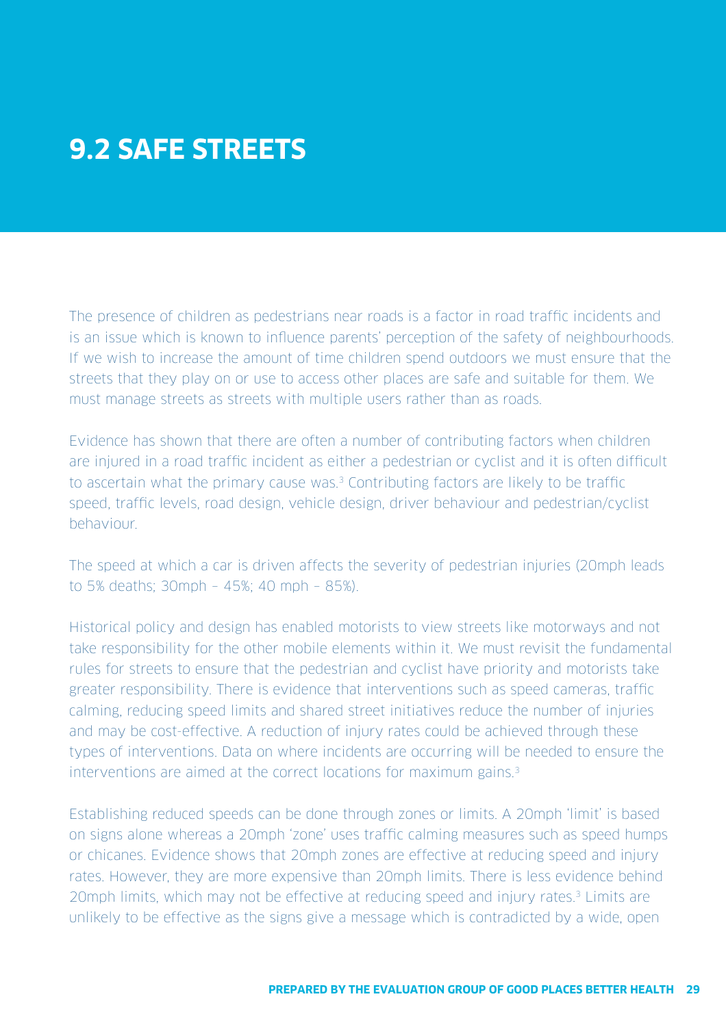# 9.2 SAFE STREETS

The presence of children as pedestrians near roads is a factor in road traffic incidents and is an issue which is known to influence parents' perception of the safety of neighbourhoods. If we wish to increase the amount of time children spend outdoors we must ensure that the streets that they play on or use to access other places are safe and suitable for them. We must manage streets as streets with multiple users rather than as roads.

Evidence has shown that there are often a number of contributing factors when children are injured in a road traffic incident as either a pedestrian or cyclist and it is often difficult to ascertain what the primary cause was.[3] Contributing factors are likely to be traffic speed, traffic levels, road design, vehicle design, driver behaviour and pedestrian/cyclist behaviour.

The speed at which a car is driven affects the severity of pedestrian injuries (20mph leads to 5% deaths; 30mph – 45%; 40 mph – 85%).

Historical policy and design has enabled motorists to view streets like motorways and not take responsibility for the other mobile elements within it. We must revisit the fundamental rules for streets to ensure that the pedestrian and cyclist have priority and motorists take greater responsibility. There is evidence that interventions such as speed cameras, traffic calming, reducing speed limits and shared street initiatives reduce the number of injuries and may be cost-effective. A reduction of injury rates could be achieved through these types of interventions. Data on where incidents are occurring will be needed to ensure the interventions are aimed at the correct locations for maximum gains.[3]

Establishing reduced speeds can be done through zones or limits. A 20mph 'limit' is based on signs alone whereas a 20mph 'zone' uses traffic calming measures such as speed humps or chicanes. Evidence shows that 20mph zones are effective at reducing speed and injury rates. However, they are more expensive than 20mph limits. There is less evidence behind 20mph limits, which may not be effective at reducing speed and injury rates.[3] Limits are unlikely to be effective as the signs give a message which is contradicted by a wide, open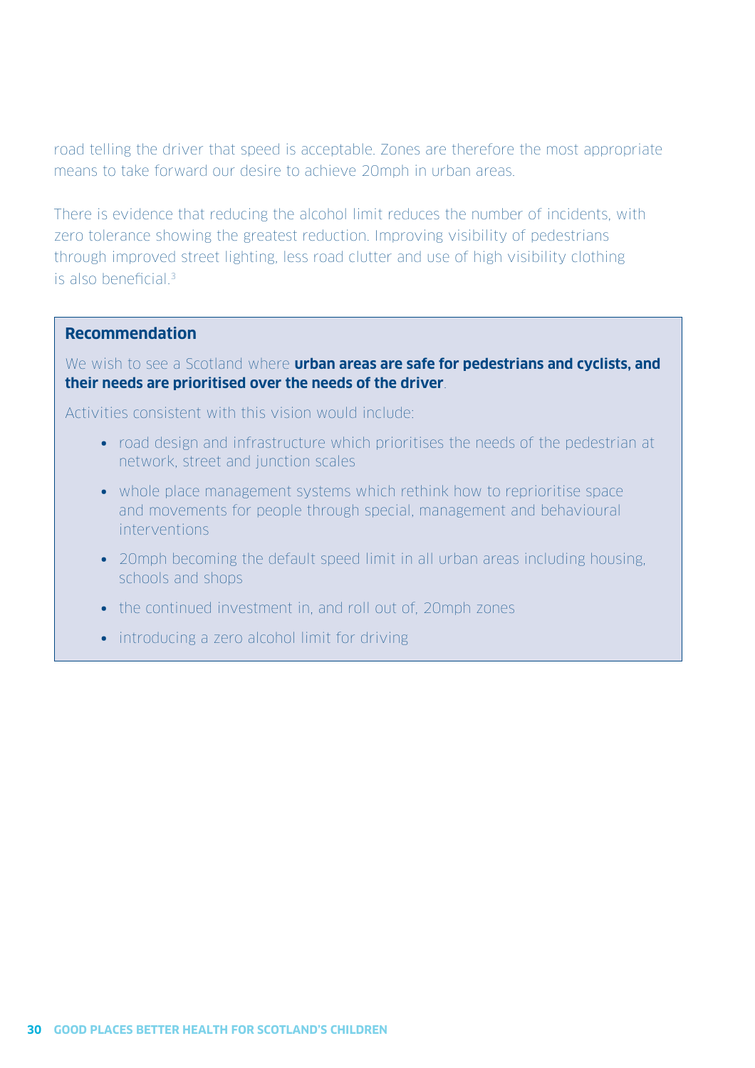road telling the driver that speed is acceptable. Zones are therefore the most appropriate means to take forward our desire to achieve 20mph in urban areas.

There is evidence that reducing the alcohol limit reduces the number of incidents, with zero tolerance showing the greatest reduction. Improving visibility of pedestrians through improved street lighting, less road clutter and use of high visibility clothing is also beneficial.[3]

### Recommendation

We wish to see a Scotland where **urban areas are safe for pedestrians and cyclists, and their needs are prioritised over the needs of the driver**.

Activities consistent with this vision would include:

- road design and infrastructure which prioritises the needs of the pedestrian at network, street and junction scales
- whole place management systems which rethink how to reprioritise space and movements for people through special, management and behavioural interventions
- 20mph becoming the default speed limit in all urban areas including housing, schools and shops
- the continued investment in, and roll out of, 20mph zones
- introducing a zero alcohol limit for driving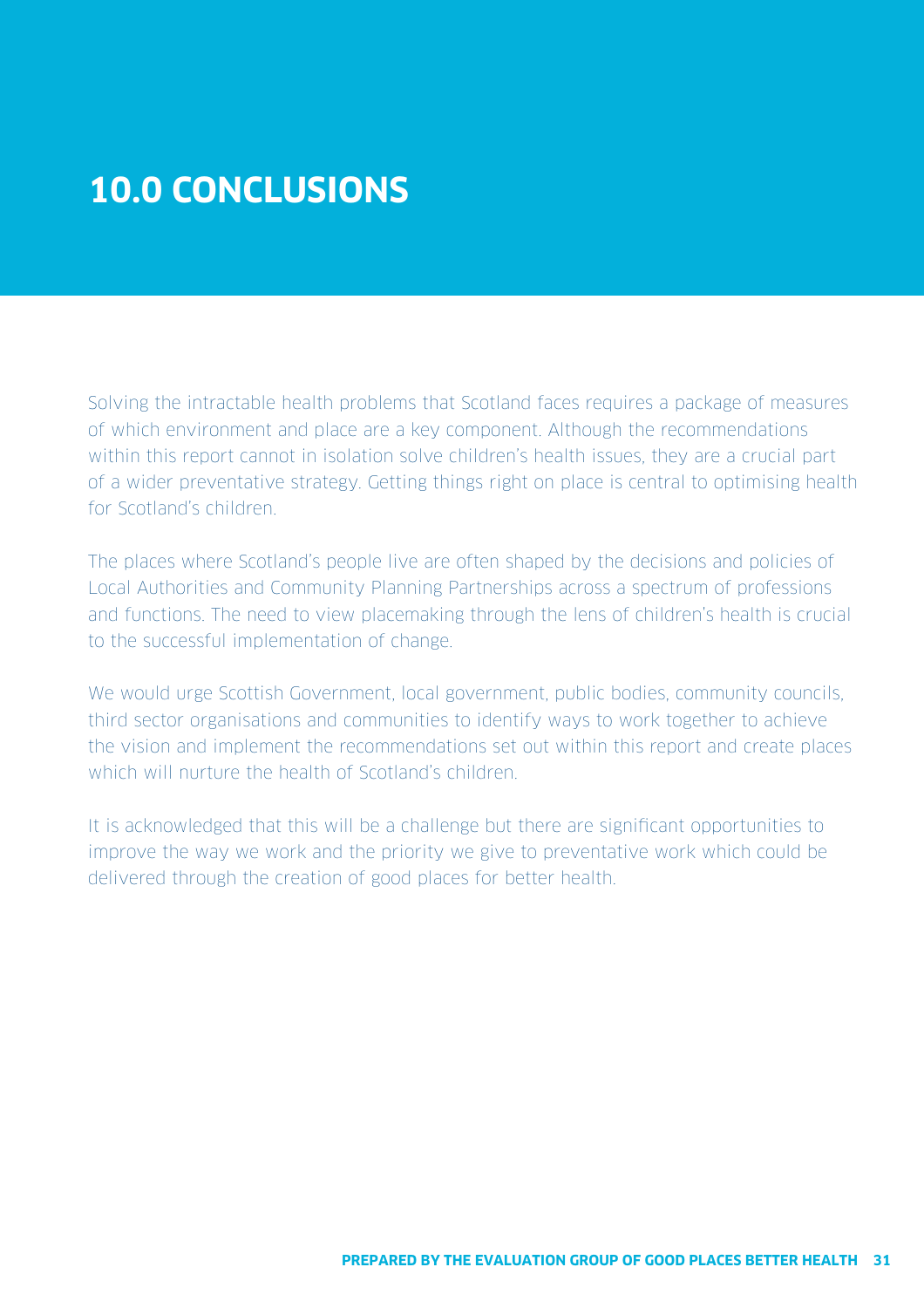# 10.0 CONCLUSIONS

Solving the intractable health problems that Scotland faces requires a package of measures of which environment and place are a key component. Although the recommendations within this report cannot in isolation solve children's health issues, they are a crucial part of a wider preventative strategy. Getting things right on place is central to optimising health for Scotland's children.

The places where Scotland's people live are often shaped by the decisions and policies of Local Authorities and Community Planning Partnerships across a spectrum of professions and functions. The need to view placemaking through the lens of children's health is crucial to the successful implementation of change.

We would urge Scottish Government, local government, public bodies, community councils, third sector organisations and communities to identify ways to work together to achieve the vision and implement the recommendations set out within this report and create places which will nurture the health of Scotland's children.

It is acknowledged that this will be a challenge but there are significant opportunities to improve the way we work and the priority we give to preventative work which could be delivered through the creation of good places for better health.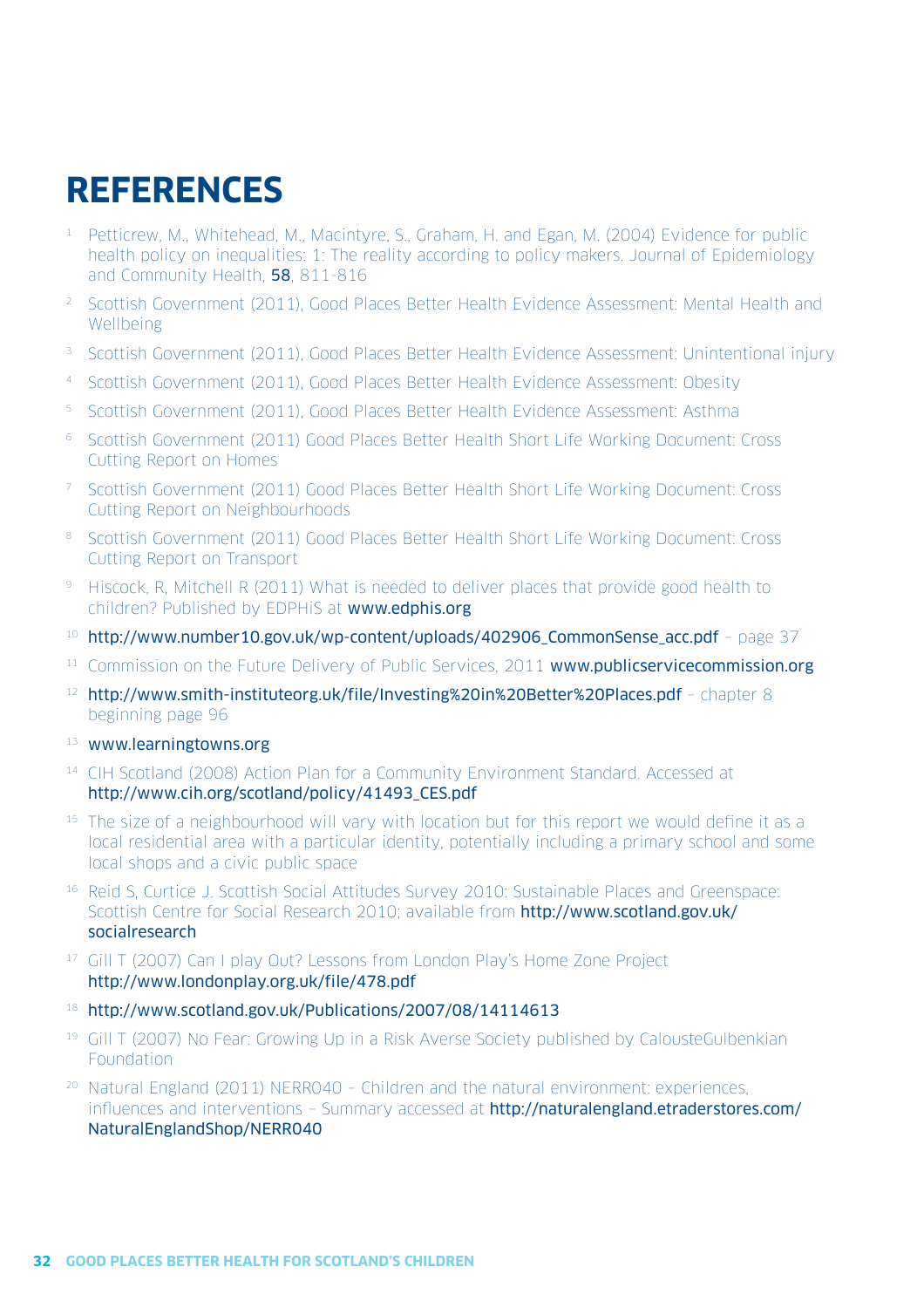# REFERENCES

1. Petticrew, M., Whitehead, M., Macintyre, S., Graham, H. and Egan, M. (2004) Evidence for public health policy on inequalities: 1: The reality according to policy makers. Journal of Epidemiology and Community Health, **58**, 811-816
2. Scottish Government (2011), Good Places Better Health Evidence Assessment: Mental Health and Wellbeing
3. Scottish Government (2011), Good Places Better Health Evidence Assessment: Unintentional injury
4. Scottish Government (2011), Good Places Better Health Evidence Assessment: Obesity
5. Scottish Government (2011), Good Places Better Health Evidence Assessment: Asthma
6. Scottish Government (2011) Good Places Better Health Short Life Working Document: Cross Cutting Report on Homes
7. Scottish Government (2011) Good Places Better Health Short Life Working Document: Cross Cutting Report on Neighbourhoods
8. Scottish Government (2011) Good Places Better Health Short Life Working Document: Cross Cutting Report on Transport
9. Hiscock, R, Mitchell R (2011) What is needed to deliver places that provide good health to children? Published by EDPHiS at www.edphis.org
10. http://www.number10.gov.uk/wp-content/uploads/402906_CommonSense_acc.pdf – page 37
11. Commission on the Future Delivery of Public Services, 2011 www.publicservicecommission.org
12. http://www.smith-instituteorg.uk/file/Investing%20in%20Better%20Places.pdf – chapter 8 beginning page 96
13. www.learningtowns.org
14. CIH Scotland (2008) Action Plan for a Community Environment Standard. Accessed at http://www.cih.org/scotland/policy/41493_CES.pdf
15. The size of a neighbourhood will vary with location but for this report we would define it as a local residential area with a particular identity, potentially including a primary school and some local shops and a civic public space
16. Reid S, Curtice J. Scottish Social Attitudes Survey 2010: Sustainable Places and Greenspace: Scottish Centre for Social Research 2010; available from http://www.scotland.gov.uk/socialresearch
17. Gill T (2007) Can I play Out? Lessons from London Play's Home Zone Project http://www.londonplay.org.uk/file/478.pdf
18. http://www.scotland.gov.uk/Publications/2007/08/14114613
19. Gill T (2007) No Fear: Growing Up in a Risk Averse Society published by CalousteGulbenkian Foundation
20. Natural England (2011) NERR040 – Children and the natural environment: experiences, influences and interventions – Summary accessed at http://naturalengland.etraderstores.com/NaturalEnglandShop/NERR040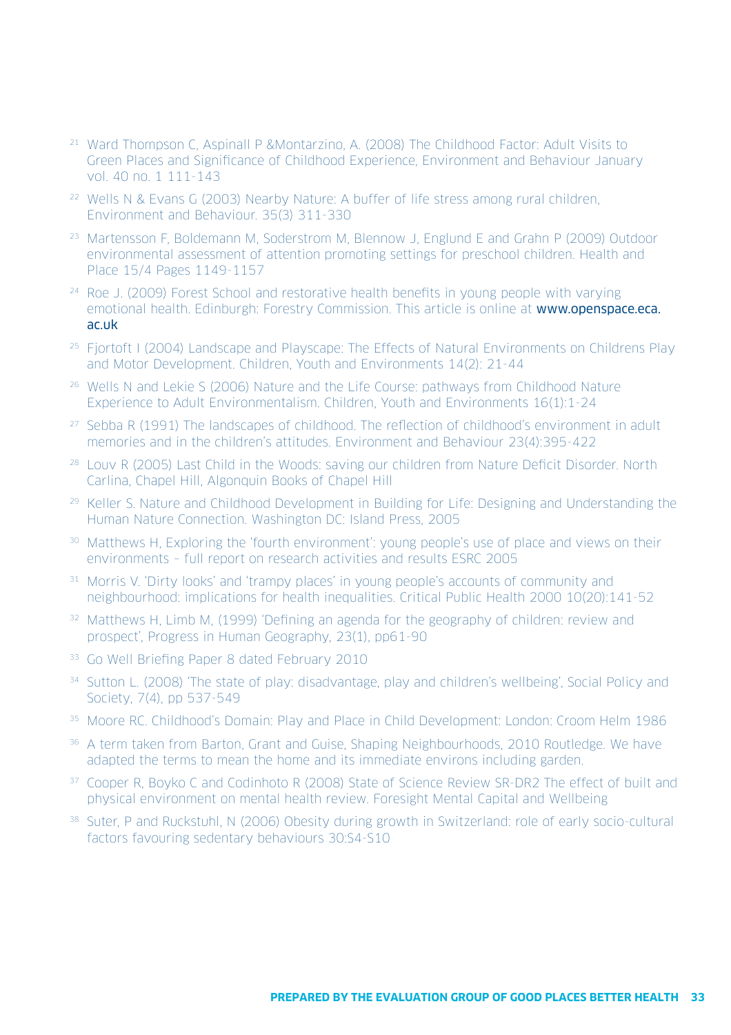[21] Ward Thompson C, Aspinall P &Montarzino, A. (2008) The Childhood Factor: Adult Visits to Green Places and Significance of Childhood Experience, Environment and Behaviour January vol. 40 no. 1 111-143

[22] Wells N & Evans G (2003) Nearby Nature: A buffer of life stress among rural children, Environment and Behaviour. 35(3) 311-330

[23] Martensson F, Boldemann M, Soderstrom M, Blennow J, Englund E and Grahn P (2009) Outdoor environmental assessment of attention promoting settings for preschool children. Health and Place 15/4 Pages 1149-1157

[24] Roe J. (2009) Forest School and restorative health benefits in young people with varying emotional health. Edinburgh: Forestry Commission. This article is online at www.openspace.eca.ac.uk

[25] Fjortoft I (2004) Landscape and Playscape: The Effects of Natural Environments on Childrens Play and Motor Development. Children, Youth and Environments 14(2): 21-44

[26] Wells N and Lekie S (2006) Nature and the Life Course: pathways from Childhood Nature Experience to Adult Environmentalism. Children, Youth and Environments 16(1):1-24

[27] Sebba R (1991) The landscapes of childhood. The reflection of childhood's environment in adult memories and in the children's attitudes. Environment and Behaviour 23(4):395-422

[28] Louv R (2005) Last Child in the Woods: saving our children from Nature Deficit Disorder. North Carlina, Chapel Hill, Algonquin Books of Chapel Hill

[29] Keller S. Nature and Childhood Development in Building for Life: Designing and Understanding the Human Nature Connection. Washington DC: Island Press, 2005

[30] Matthews H, Exploring the 'fourth environment': young people's use of place and views on their environments – full report on research activities and results ESRC 2005

[31] Morris V. 'Dirty looks' and 'trampy places' in young people's accounts of community and neighbourhood: implications for health inequalities. Critical Public Health 2000 10(20):141-52

[32] Matthews H, Limb M, (1999) 'Defining an agenda for the geography of children: review and prospect', Progress in Human Geography, 23(1), pp61-90

[33] Go Well Briefing Paper 8 dated February 2010

[34] Sutton L. (2008) 'The state of play: disadvantage, play and children's wellbeing', Social Policy and Society, 7(4), pp 537-549

[35] Moore RC. Childhood's Domain: Play and Place in Child Development: London: Croom Helm 1986

[36] A term taken from Barton, Grant and Guise, Shaping Neighbourhoods, 2010 Routledge. We have adapted the terms to mean the home and its immediate environs including garden.

[37] Cooper R, Boyko C and Codinhoto R (2008) State of Science Review SR-DR2 The effect of built and physical environment on mental health review. Foresight Mental Capital and Wellbeing

[38] Suter, P and Ruckstuhl, N (2006) Obesity during growth in Switzerland: role of early socio-cultural factors favouring sedentary behaviours 30:S4-S10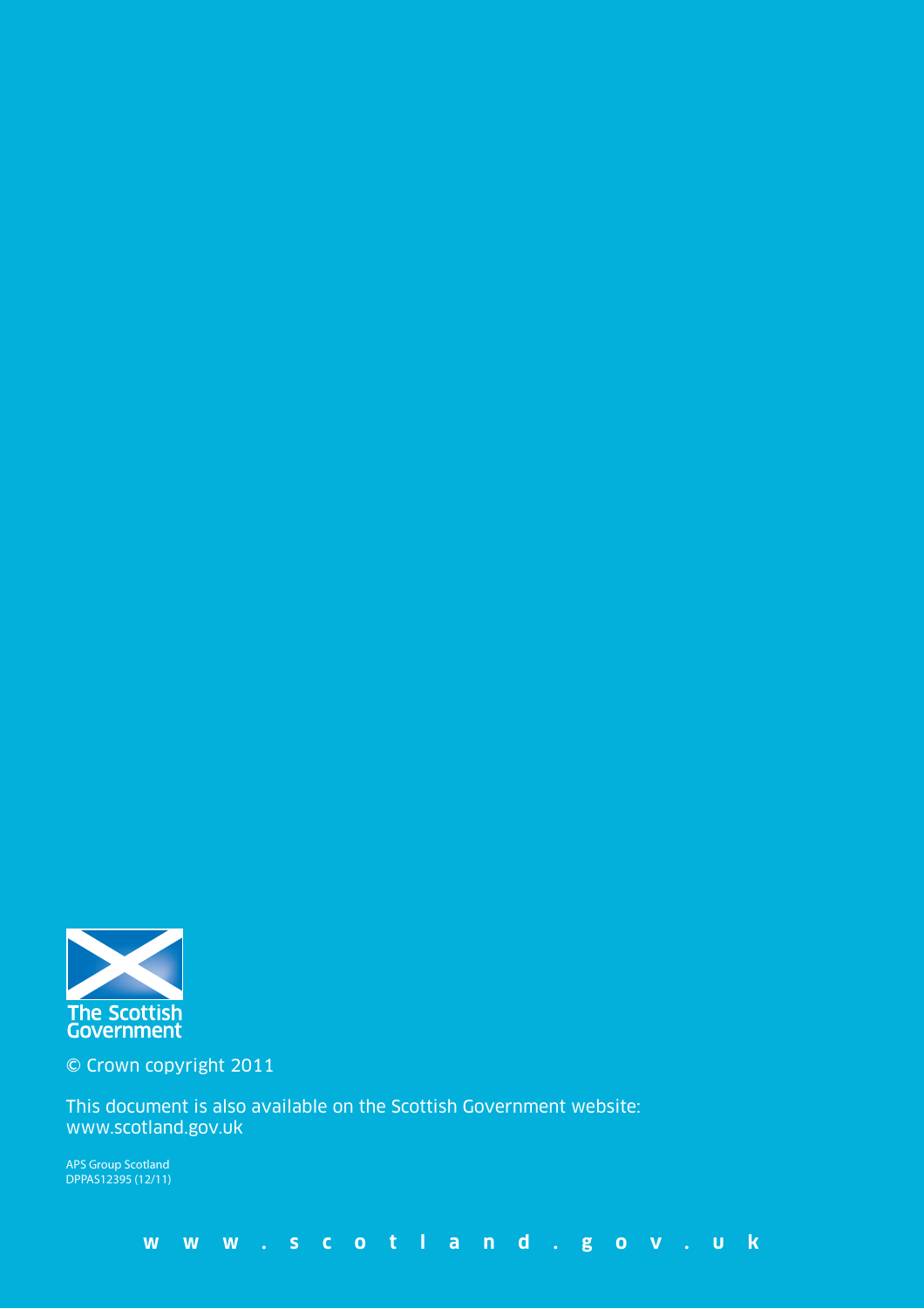The Scottish Government

© Crown copyright 2011

This document is also available on the Scottish Government website:
www.scotland.gov.uk

APS Group Scotland
DPPAS12395 (12/11)

w w w . s c o t l a n d . g o v . u k